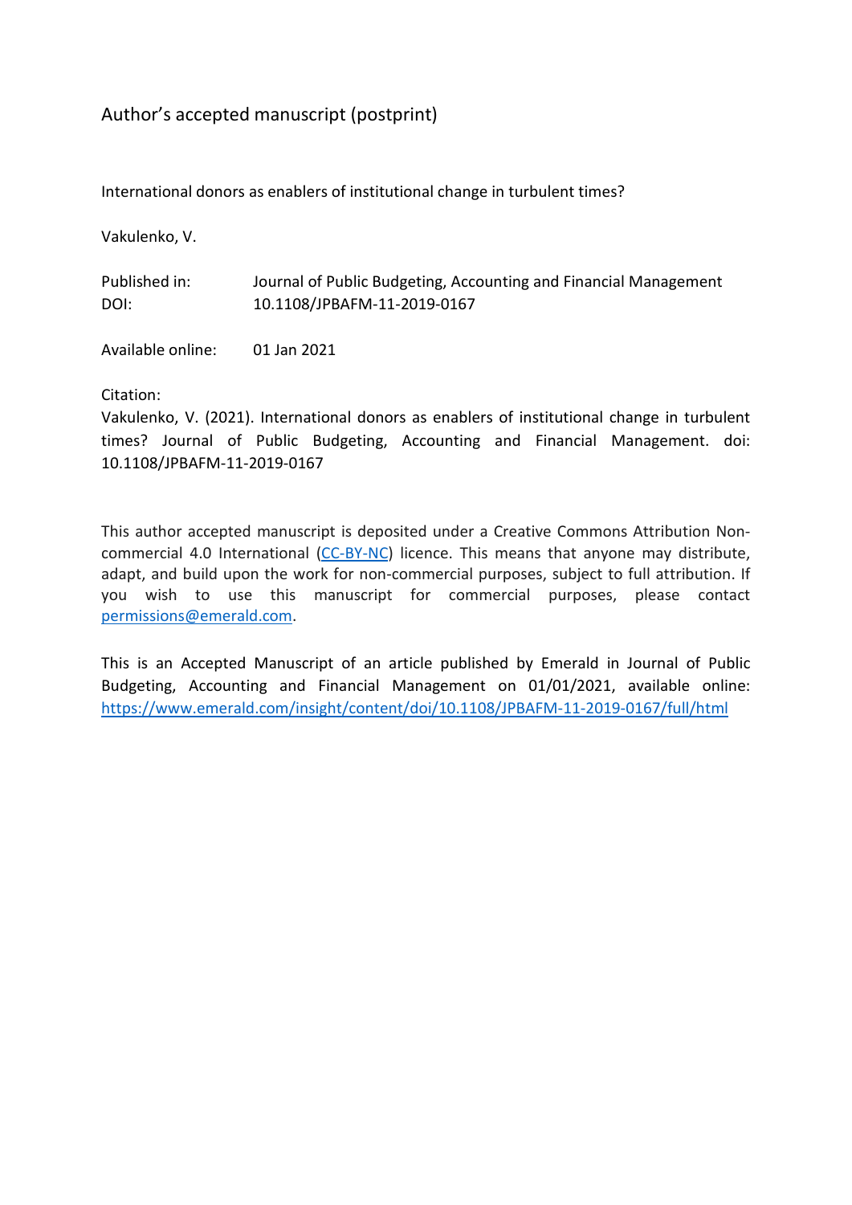Author's accepted manuscript (postprint)

International donors as enablers of institutional change in turbulent times?

Vakulenko, V.

Published in: Journal of Public Budgeting, Accounting and Financial Management
DOI: 10.1108/JPBAFM-11-2019-0167

Available online: 01 Jan 2021

Citation:
Vakulenko, V. (2021). International donors as enablers of institutional change in turbulent times? Journal of Public Budgeting, Accounting and Financial Management. doi: 10.1108/JPBAFM-11-2019-0167

This author accepted manuscript is deposited under a Creative Commons Attribution Non-commercial 4.0 International (CC-BY-NC) licence. This means that anyone may distribute, adapt, and build upon the work for non-commercial purposes, subject to full attribution. If you wish to use this manuscript for commercial purposes, please contact permissions@emerald.com.

This is an Accepted Manuscript of an article published by Emerald in Journal of Public Budgeting, Accounting and Financial Management on 01/01/2021, available online: https://www.emerald.com/insight/content/doi/10.1108/JPBAFM-11-2019-0167/full/html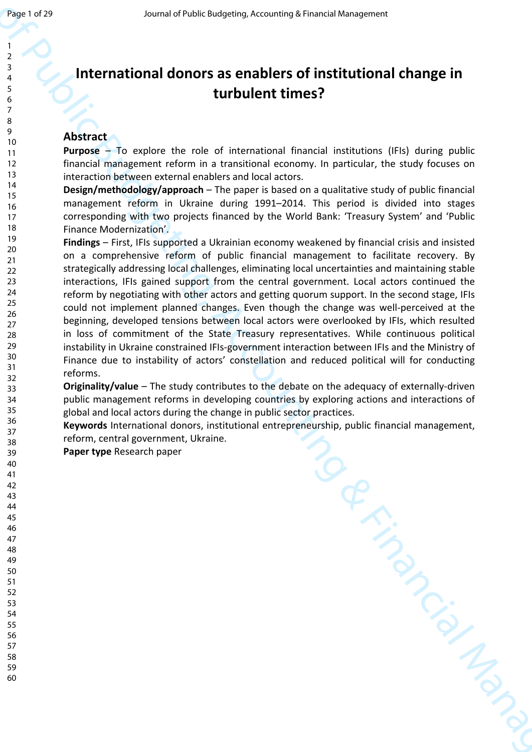# International donors as enablers of institutional change in turbulent times?

## Abstract

**Purpose** – To explore the role of international financial institutions (IFIs) during public financial management reform in a transitional economy. In particular, the study focuses on interaction between external enablers and local actors.

**Design/methodology/approach** – The paper is based on a qualitative study of public financial management reform in Ukraine during 1991–2014. This period is divided into stages corresponding with two projects financed by the World Bank: 'Treasury System' and 'Public Finance Modernization'.

**Findings** – First, IFIs supported a Ukrainian economy weakened by financial crisis and insisted on a comprehensive reform of public financial management to facilitate recovery. By strategically addressing local challenges, eliminating local uncertainties and maintaining stable interactions, IFIs gained support from the central government. Local actors continued the reform by negotiating with other actors and getting quorum support. In the second stage, IFIs could not implement planned changes. Even though the change was well-perceived at the beginning, developed tensions between local actors were overlooked by IFIs, which resulted in loss of commitment of the State Treasury representatives. While continuous political instability in Ukraine constrained IFIs-government interaction between IFIs and the Ministry of Finance due to instability of actors' constellation and reduced political will for conducting reforms.

**Originality/value** – The study contributes to the debate on the adequacy of externally-driven public management reforms in developing countries by exploring actions and interactions of global and local actors during the change in public sector practices.

**Keywords** International donors, institutional entrepreneurship, public financial management, reform, central government, Ukraine.

**Paper type** Research paper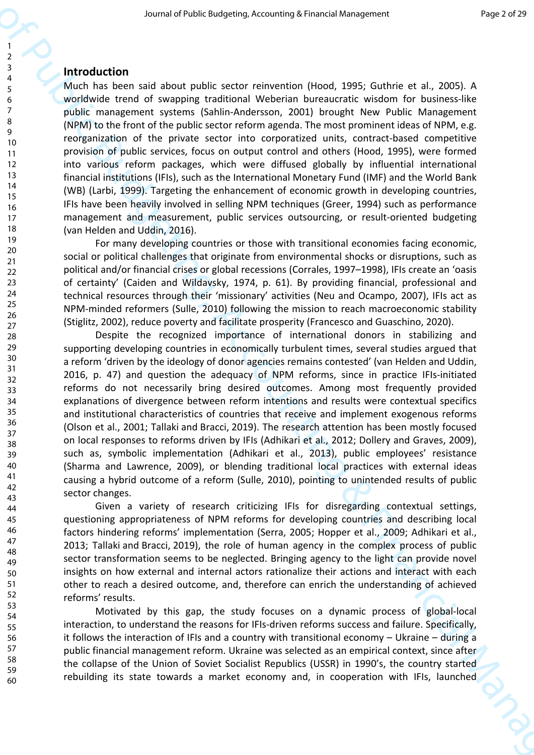## Introduction

Much has been said about public sector reinvention (Hood, 1995; Guthrie et al., 2005). A worldwide trend of swapping traditional Weberian bureaucratic wisdom for business-like public management systems (Sahlin-Andersson, 2001) brought New Public Management (NPM) to the front of the public sector reform agenda. The most prominent ideas of NPM, e.g. reorganization of the private sector into corporatized units, contract-based competitive provision of public services, focus on output control and others (Hood, 1995), were formed into various reform packages, which were diffused globally by influential international financial institutions (IFIs), such as the International Monetary Fund (IMF) and the World Bank (WB) (Larbi, 1999). Targeting the enhancement of economic growth in developing countries, IFIs have been heavily involved in selling NPM techniques (Greer, 1994) such as performance management and measurement, public services outsourcing, or result-oriented budgeting (van Helden and Uddin, 2016).

For many developing countries or those with transitional economies facing economic, social or political challenges that originate from environmental shocks or disruptions, such as political and/or financial crises or global recessions (Corrales, 1997–1998), IFIs create an 'oasis of certainty' (Caiden and Wildavsky, 1974, p. 61). By providing financial, professional and technical resources through their 'missionary' activities (Neu and Ocampo, 2007), IFIs act as NPM-minded reformers (Sulle, 2010) following the mission to reach macroeconomic stability (Stiglitz, 2002), reduce poverty and facilitate prosperity (Francesco and Guaschino, 2020).

Despite the recognized importance of international donors in stabilizing and supporting developing countries in economically turbulent times, several studies argued that a reform 'driven by the ideology of donor agencies remains contested' (van Helden and Uddin, 2016, p. 47) and question the adequacy of NPM reforms, since in practice IFIs-initiated reforms do not necessarily bring desired outcomes. Among most frequently provided explanations of divergence between reform intentions and results were contextual specifics and institutional characteristics of countries that receive and implement exogenous reforms (Olson et al., 2001; Tallaki and Bracci, 2019). The research attention has been mostly focused on local responses to reforms driven by IFIs (Adhikari et al., 2012; Dollery and Graves, 2009), such as, symbolic implementation (Adhikari et al., 2013), public employees' resistance (Sharma and Lawrence, 2009), or blending traditional local practices with external ideas causing a hybrid outcome of a reform (Sulle, 2010), pointing to unintended results of public sector changes.

Given a variety of research criticizing IFIs for disregarding contextual settings, questioning appropriateness of NPM reforms for developing countries and describing local factors hindering reforms' implementation (Serra, 2005; Hopper et al., 2009; Adhikari et al., 2013; Tallaki and Bracci, 2019), the role of human agency in the complex process of public sector transformation seems to be neglected. Bringing agency to the light can provide novel insights on how external and internal actors rationalize their actions and interact with each other to reach a desired outcome, and, therefore can enrich the understanding of achieved reforms' results.

Motivated by this gap, the study focuses on a dynamic process of global-local interaction, to understand the reasons for IFIs-driven reforms success and failure. Specifically, it follows the interaction of IFIs and a country with transitional economy – Ukraine – during a public financial management reform. Ukraine was selected as an empirical context, since after the collapse of the Union of Soviet Socialist Republics (USSR) in 1990's, the country started rebuilding its state towards a market economy and, in cooperation with IFIs, launched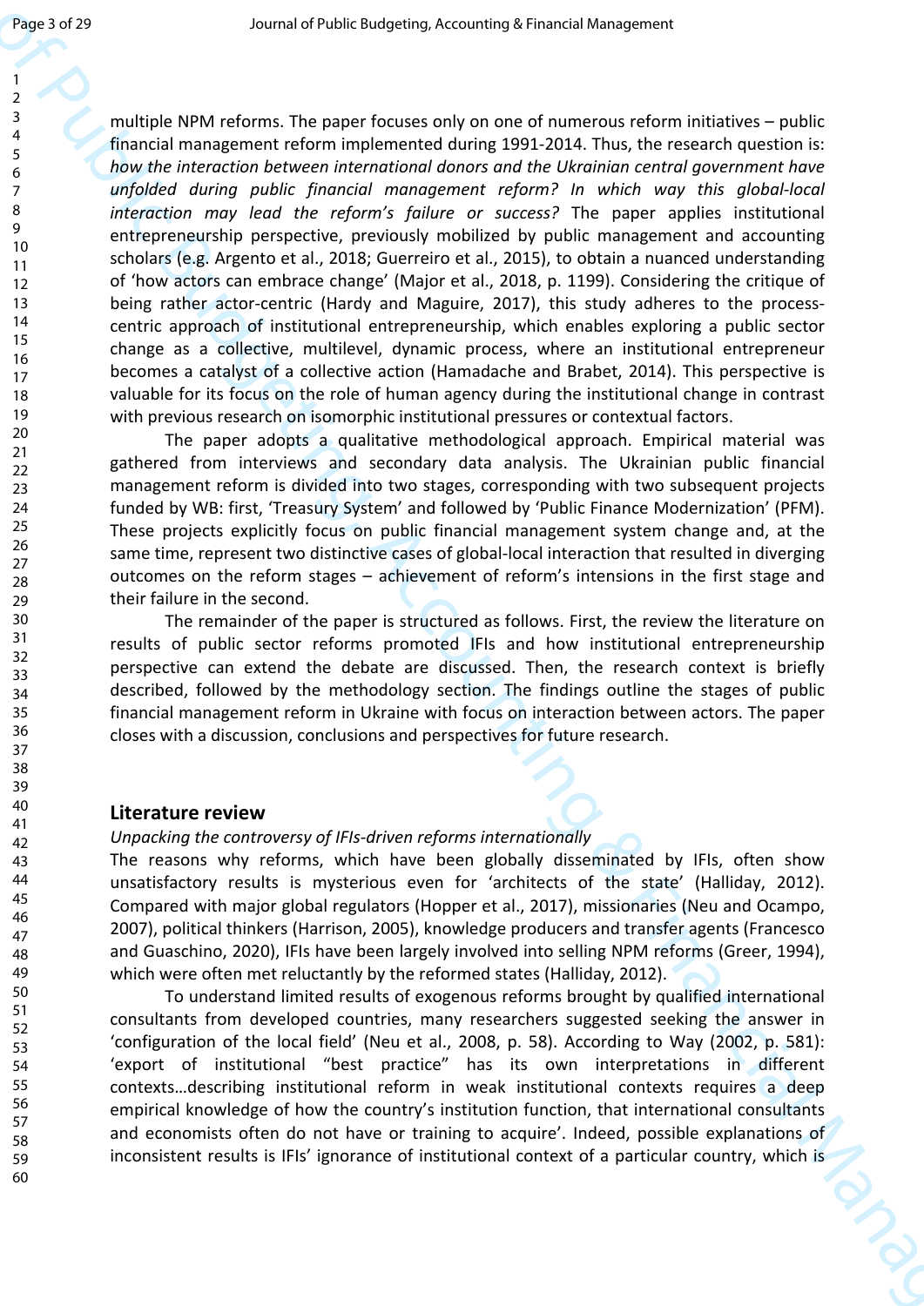multiple NPM reforms. The paper focuses only on one of numerous reform initiatives – public financial management reform implemented during 1991-2014. Thus, the research question is: *how the interaction between international donors and the Ukrainian central government have unfolded during public financial management reform? In which way this global-local interaction may lead the reform's failure or success?* The paper applies institutional entrepreneurship perspective, previously mobilized by public management and accounting scholars (e.g. Argento et al., 2018; Guerreiro et al., 2015), to obtain a nuanced understanding of 'how actors can embrace change' (Major et al., 2018, p. 1199). Considering the critique of being rather actor-centric (Hardy and Maguire, 2017), this study adheres to the process-centric approach of institutional entrepreneurship, which enables exploring a public sector change as a collective, multilevel, dynamic process, where an institutional entrepreneur becomes a catalyst of a collective action (Hamadache and Brabet, 2014). This perspective is valuable for its focus on the role of human agency during the institutional change in contrast with previous research on isomorphic institutional pressures or contextual factors.

The paper adopts a qualitative methodological approach. Empirical material was gathered from interviews and secondary data analysis. The Ukrainian public financial management reform is divided into two stages, corresponding with two subsequent projects funded by WB: first, 'Treasury System' and followed by 'Public Finance Modernization' (PFM). These projects explicitly focus on public financial management system change and, at the same time, represent two distinctive cases of global-local interaction that resulted in diverging outcomes on the reform stages – achievement of reform's intensions in the first stage and their failure in the second.

The remainder of the paper is structured as follows. First, the review the literature on results of public sector reforms promoted IFIs and how institutional entrepreneurship perspective can extend the debate are discussed. Then, the research context is briefly described, followed by the methodology section. The findings outline the stages of public financial management reform in Ukraine with focus on interaction between actors. The paper closes with a discussion, conclusions and perspectives for future research.

## Literature review

*Unpacking the controversy of IFIs-driven reforms internationally*

The reasons why reforms, which have been globally disseminated by IFIs, often show unsatisfactory results is mysterious even for 'architects of the state' (Halliday, 2012). Compared with major global regulators (Hopper et al., 2017), missionaries (Neu and Ocampo, 2007), political thinkers (Harrison, 2005), knowledge producers and transfer agents (Francesco and Guaschino, 2020), IFIs have been largely involved into selling NPM reforms (Greer, 1994), which were often met reluctantly by the reformed states (Halliday, 2012).

To understand limited results of exogenous reforms brought by qualified international consultants from developed countries, many researchers suggested seeking the answer in 'configuration of the local field' (Neu et al., 2008, p. 58). According to Way (2002, p. 581): 'export of institutional "best practice" has its own interpretations in different contexts…describing institutional reform in weak institutional contexts requires a deep empirical knowledge of how the country's institution function, that international consultants and economists often do not have or training to acquire'. Indeed, possible explanations of inconsistent results is IFIs' ignorance of institutional context of a particular country, which is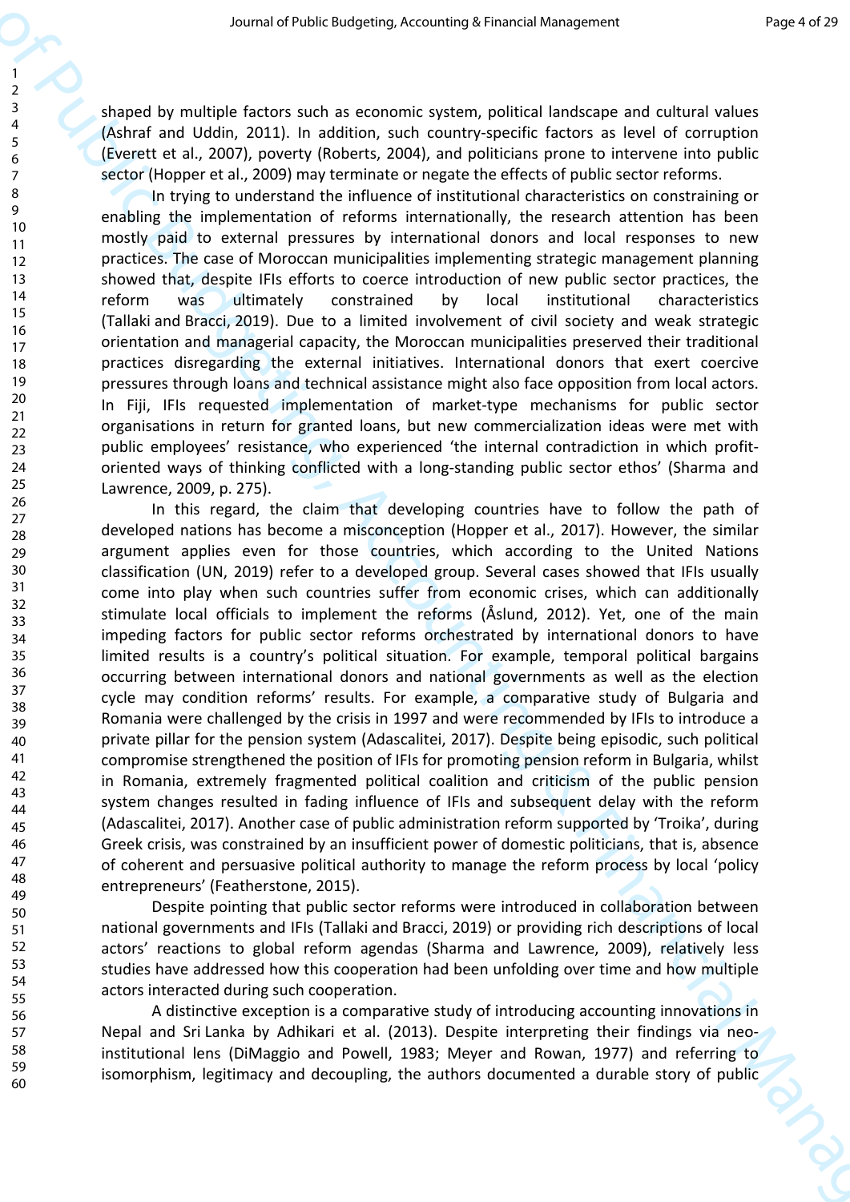shaped by multiple factors such as economic system, political landscape and cultural values (Ashraf and Uddin, 2011). In addition, such country-specific factors as level of corruption (Everett et al., 2007), poverty (Roberts, 2004), and politicians prone to intervene into public sector (Hopper et al., 2009) may terminate or negate the effects of public sector reforms.

In trying to understand the influence of institutional characteristics on constraining or enabling the implementation of reforms internationally, the research attention has been mostly paid to external pressures by international donors and local responses to new practices. The case of Moroccan municipalities implementing strategic management planning showed that, despite IFIs efforts to coerce introduction of new public sector practices, the reform was ultimately constrained by local institutional characteristics (Tallaki and Bracci, 2019). Due to a limited involvement of civil society and weak strategic orientation and managerial capacity, the Moroccan municipalities preserved their traditional practices disregarding the external initiatives. International donors that exert coercive pressures through loans and technical assistance might also face opposition from local actors. In Fiji, IFIs requested implementation of market-type mechanisms for public sector organisations in return for granted loans, but new commercialization ideas were met with public employees' resistance, who experienced 'the internal contradiction in which profit-oriented ways of thinking conflicted with a long-standing public sector ethos' (Sharma and Lawrence, 2009, p. 275).

In this regard, the claim that developing countries have to follow the path of developed nations has become a misconception (Hopper et al., 2017). However, the similar argument applies even for those countries, which according to the United Nations classification (UN, 2019) refer to a developed group. Several cases showed that IFIs usually come into play when such countries suffer from economic crises, which can additionally stimulate local officials to implement the reforms (Åslund, 2012). Yet, one of the main impeding factors for public sector reforms orchestrated by international donors to have limited results is a country's political situation. For example, temporal political bargains occurring between international donors and national governments as well as the election cycle may condition reforms' results. For example, a comparative study of Bulgaria and Romania were challenged by the crisis in 1997 and were recommended by IFIs to introduce a private pillar for the pension system (Adascalitei, 2017). Despite being episodic, such political compromise strengthened the position of IFIs for promoting pension reform in Bulgaria, whilst in Romania, extremely fragmented political coalition and criticism of the public pension system changes resulted in fading influence of IFIs and subsequent delay with the reform (Adascalitei, 2017). Another case of public administration reform supported by 'Troika', during Greek crisis, was constrained by an insufficient power of domestic politicians, that is, absence of coherent and persuasive political authority to manage the reform process by local 'policy entrepreneurs' (Featherstone, 2015).

Despite pointing that public sector reforms were introduced in collaboration between national governments and IFIs (Tallaki and Bracci, 2019) or providing rich descriptions of local actors' reactions to global reform agendas (Sharma and Lawrence, 2009), relatively less studies have addressed how this cooperation had been unfolding over time and how multiple actors interacted during such cooperation.

A distinctive exception is a comparative study of introducing accounting innovations in Nepal and Sri Lanka by Adhikari et al. (2013). Despite interpreting their findings via neo-institutional lens (DiMaggio and Powell, 1983; Meyer and Rowan, 1977) and referring to isomorphism, legitimacy and decoupling, the authors documented a durable story of public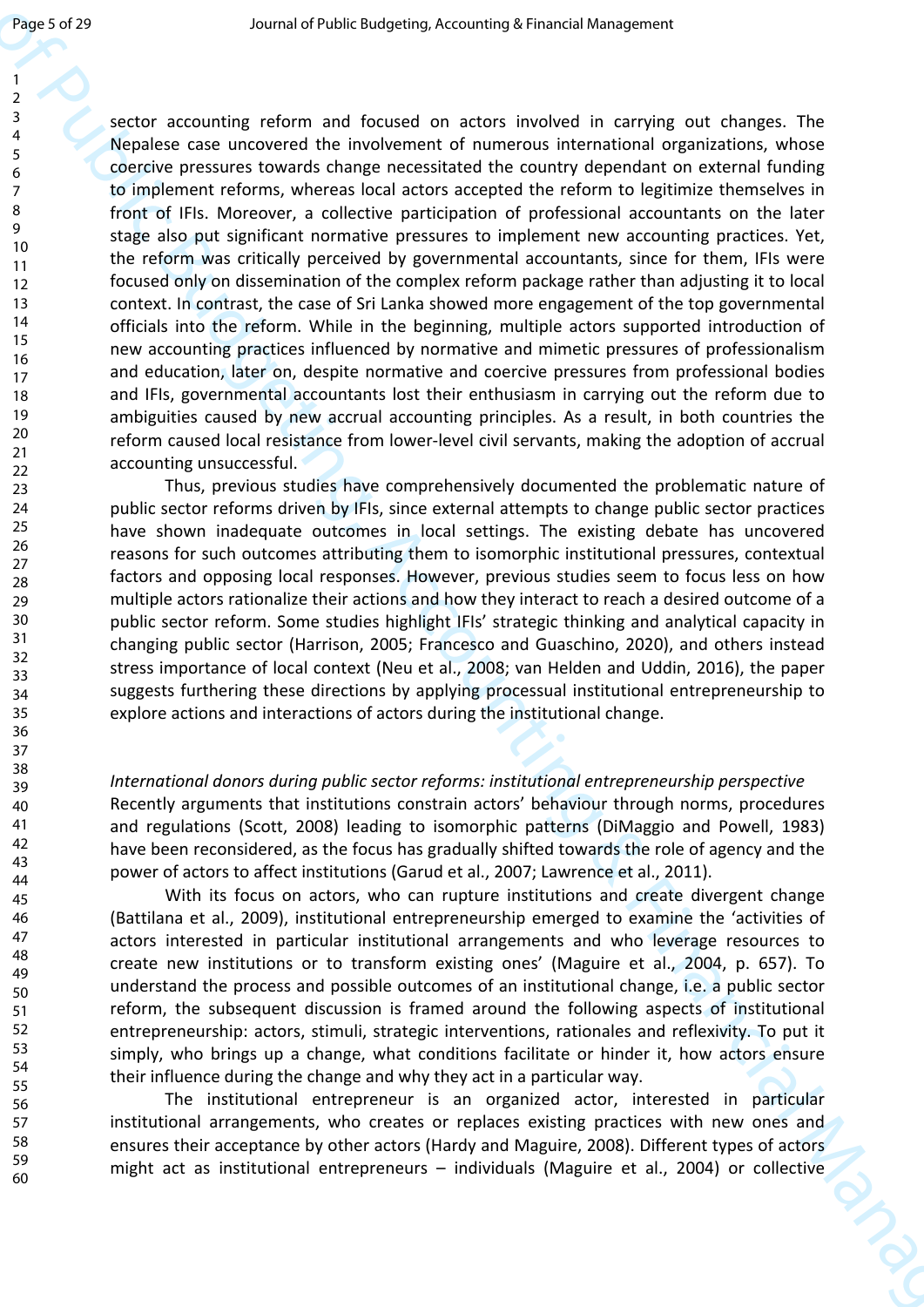sector accounting reform and focused on actors involved in carrying out changes. The Nepalese case uncovered the involvement of numerous international organizations, whose coercive pressures towards change necessitated the country dependant on external funding to implement reforms, whereas local actors accepted the reform to legitimize themselves in front of IFIs. Moreover, a collective participation of professional accountants on the later stage also put significant normative pressures to implement new accounting practices. Yet, the reform was critically perceived by governmental accountants, since for them, IFIs were focused only on dissemination of the complex reform package rather than adjusting it to local context. In contrast, the case of Sri Lanka showed more engagement of the top governmental officials into the reform. While in the beginning, multiple actors supported introduction of new accounting practices influenced by normative and mimetic pressures of professionalism and education, later on, despite normative and coercive pressures from professional bodies and IFIs, governmental accountants lost their enthusiasm in carrying out the reform due to ambiguities caused by new accrual accounting principles. As a result, in both countries the reform caused local resistance from lower-level civil servants, making the adoption of accrual accounting unsuccessful.

Thus, previous studies have comprehensively documented the problematic nature of public sector reforms driven by IFIs, since external attempts to change public sector practices have shown inadequate outcomes in local settings. The existing debate has uncovered reasons for such outcomes attributing them to isomorphic institutional pressures, contextual factors and opposing local responses. However, previous studies seem to focus less on how multiple actors rationalize their actions and how they interact to reach a desired outcome of a public sector reform. Some studies highlight IFIs' strategic thinking and analytical capacity in changing public sector (Harrison, 2005; Francesco and Guaschino, 2020), and others instead stress importance of local context (Neu et al., 2008; van Helden and Uddin, 2016), the paper suggests furthering these directions by applying processual institutional entrepreneurship to explore actions and interactions of actors during the institutional change.

*International donors during public sector reforms: institutional entrepreneurship perspective*

Recently arguments that institutions constrain actors' behaviour through norms, procedures and regulations (Scott, 2008) leading to isomorphic patterns (DiMaggio and Powell, 1983) have been reconsidered, as the focus has gradually shifted towards the role of agency and the power of actors to affect institutions (Garud et al., 2007; Lawrence et al., 2011).

With its focus on actors, who can rupture institutions and create divergent change (Battilana et al., 2009), institutional entrepreneurship emerged to examine the 'activities of actors interested in particular institutional arrangements and who leverage resources to create new institutions or to transform existing ones' (Maguire et al., 2004, p. 657). To understand the process and possible outcomes of an institutional change, i.e. a public sector reform, the subsequent discussion is framed around the following aspects of institutional entrepreneurship: actors, stimuli, strategic interventions, rationales and reflexivity. To put it simply, who brings up a change, what conditions facilitate or hinder it, how actors ensure their influence during the change and why they act in a particular way.

The institutional entrepreneur is an organized actor, interested in particular institutional arrangements, who creates or replaces existing practices with new ones and ensures their acceptance by other actors (Hardy and Maguire, 2008). Different types of actors might act as institutional entrepreneurs – individuals (Maguire et al., 2004) or collective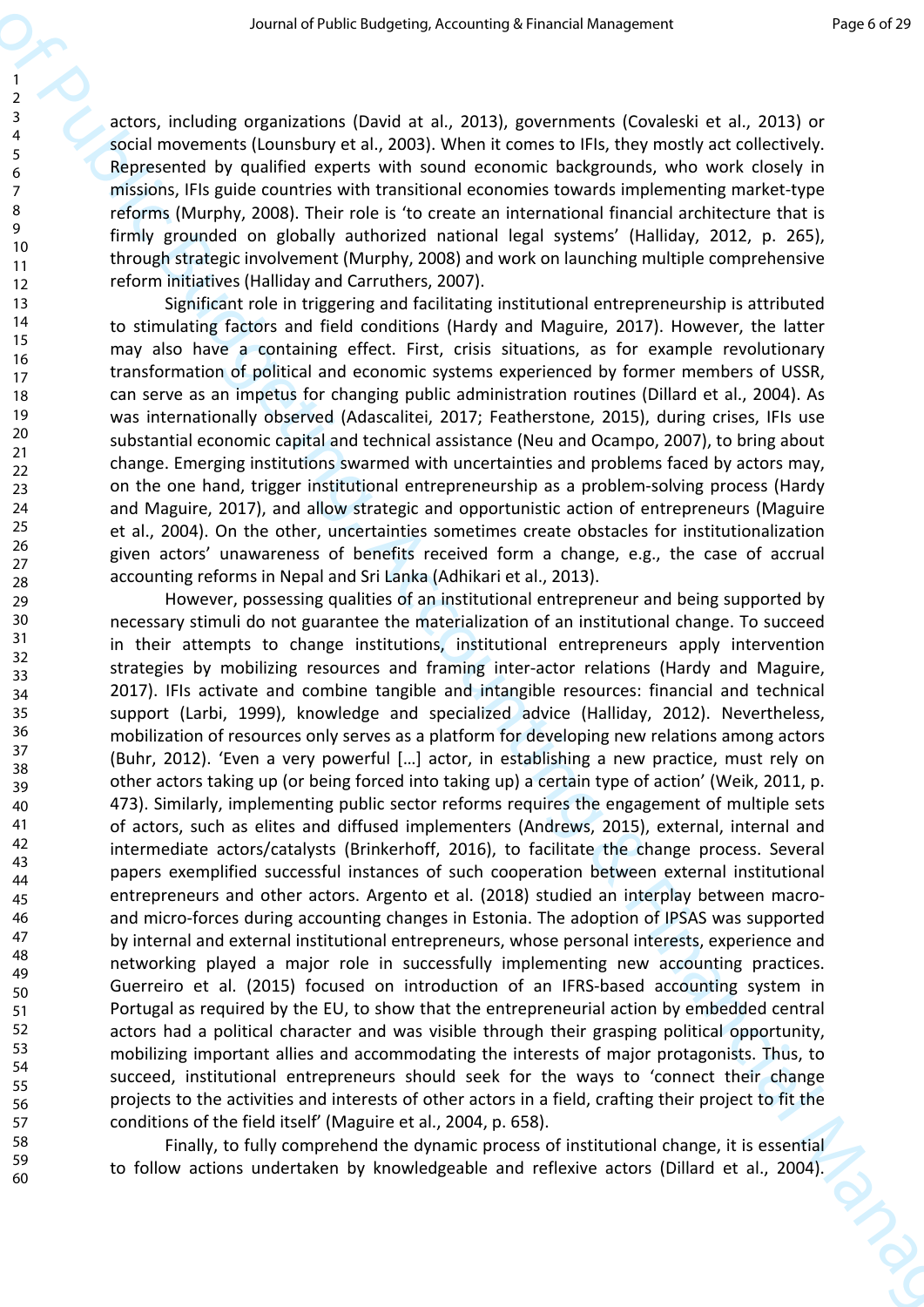actors, including organizations (David at al., 2013), governments (Covaleski et al., 2013) or social movements (Lounsbury et al., 2003). When it comes to IFIs, they mostly act collectively. Represented by qualified experts with sound economic backgrounds, who work closely in missions, IFIs guide countries with transitional economies towards implementing market-type reforms (Murphy, 2008). Their role is 'to create an international financial architecture that is firmly grounded on globally authorized national legal systems' (Halliday, 2012, p. 265), through strategic involvement (Murphy, 2008) and work on launching multiple comprehensive reform initiatives (Halliday and Carruthers, 2007).

Significant role in triggering and facilitating institutional entrepreneurship is attributed to stimulating factors and field conditions (Hardy and Maguire, 2017). However, the latter may also have a containing effect. First, crisis situations, as for example revolutionary transformation of political and economic systems experienced by former members of USSR, can serve as an impetus for changing public administration routines (Dillard et al., 2004). As was internationally observed (Adascalitei, 2017; Featherstone, 2015), during crises, IFIs use substantial economic capital and technical assistance (Neu and Ocampo, 2007), to bring about change. Emerging institutions swarmed with uncertainties and problems faced by actors may, on the one hand, trigger institutional entrepreneurship as a problem-solving process (Hardy and Maguire, 2017), and allow strategic and opportunistic action of entrepreneurs (Maguire et al., 2004). On the other, uncertainties sometimes create obstacles for institutionalization given actors' unawareness of benefits received form a change, e.g., the case of accrual accounting reforms in Nepal and Sri Lanka (Adhikari et al., 2013).

However, possessing qualities of an institutional entrepreneur and being supported by necessary stimuli do not guarantee the materialization of an institutional change. To succeed in their attempts to change institutions, institutional entrepreneurs apply intervention strategies by mobilizing resources and framing inter-actor relations (Hardy and Maguire, 2017). IFIs activate and combine tangible and intangible resources: financial and technical support (Larbi, 1999), knowledge and specialized advice (Halliday, 2012). Nevertheless, mobilization of resources only serves as a platform for developing new relations among actors (Buhr, 2012). 'Even a very powerful [...] actor, in establishing a new practice, must rely on other actors taking up (or being forced into taking up) a certain type of action' (Weik, 2011, p. 473). Similarly, implementing public sector reforms requires the engagement of multiple sets of actors, such as elites and diffused implementers (Andrews, 2015), external, internal and intermediate actors/catalysts (Brinkerhoff, 2016), to facilitate the change process. Several papers exemplified successful instances of such cooperation between external institutional entrepreneurs and other actors. Argento et al. (2018) studied an interplay between macro- and micro-forces during accounting changes in Estonia. The adoption of IPSAS was supported by internal and external institutional entrepreneurs, whose personal interests, experience and networking played a major role in successfully implementing new accounting practices. Guerreiro et al. (2015) focused on introduction of an IFRS-based accounting system in Portugal as required by the EU, to show that the entrepreneurial action by embedded central actors had a political character and was visible through their grasping political opportunity, mobilizing important allies and accommodating the interests of major protagonists. Thus, to succeed, institutional entrepreneurs should seek for the ways to 'connect their change projects to the activities and interests of other actors in a field, crafting their project to fit the conditions of the field itself' (Maguire et al., 2004, p. 658).

Finally, to fully comprehend the dynamic process of institutional change, it is essential to follow actions undertaken by knowledgeable and reflexive actors (Dillard et al., 2004).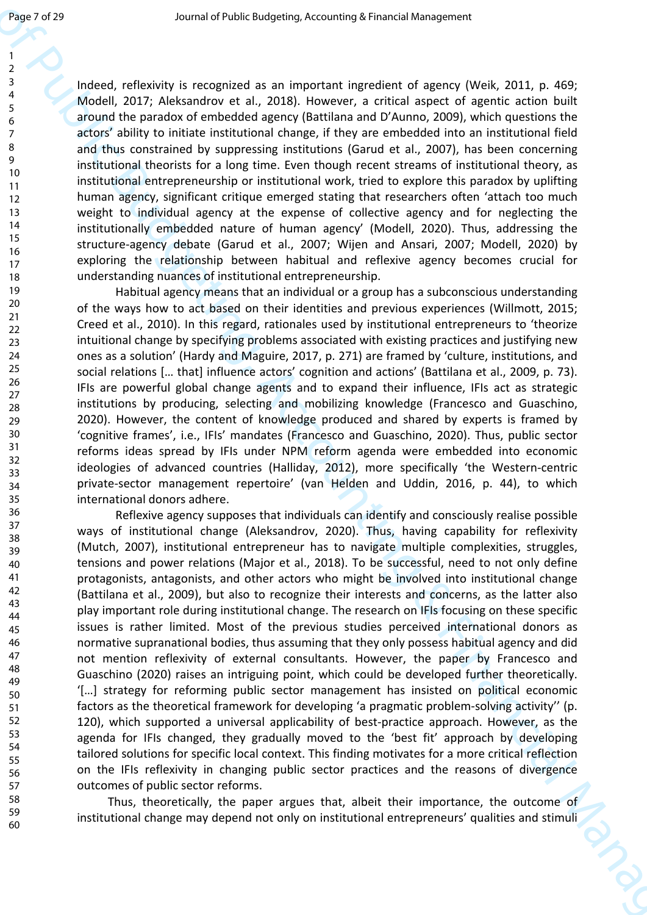Indeed, reflexivity is recognized as an important ingredient of agency (Weik, 2011, p. 469; Modell, 2017; Aleksandrov et al., 2018). However, a critical aspect of agentic action built around the paradox of embedded agency (Battilana and D'Aunno, 2009), which questions the actors' ability to initiate institutional change, if they are embedded into an institutional field and thus constrained by suppressing institutions (Garud et al., 2007), has been concerning institutional theorists for a long time. Even though recent streams of institutional theory, as institutional entrepreneurship or institutional work, tried to explore this paradox by uplifting human agency, significant critique emerged stating that researchers often 'attach too much weight to individual agency at the expense of collective agency and for neglecting the institutionally embedded nature of human agency' (Modell, 2020). Thus, addressing the structure-agency debate (Garud et al., 2007; Wijen and Ansari, 2007; Modell, 2020) by exploring the relationship between habitual and reflexive agency becomes crucial for understanding nuances of institutional entrepreneurship.

Habitual agency means that an individual or a group has a subconscious understanding of the ways how to act based on their identities and previous experiences (Willmott, 2015; Creed et al., 2010). In this regard, rationales used by institutional entrepreneurs to 'theorize intuitional change by specifying problems associated with existing practices and justifying new ones as a solution' (Hardy and Maguire, 2017, p. 271) are framed by 'culture, institutions, and social relations [… that] influence actors' cognition and actions' (Battilana et al., 2009, p. 73). IFIs are powerful global change agents and to expand their influence, IFIs act as strategic institutions by producing, selecting and mobilizing knowledge (Francesco and Guaschino, 2020). However, the content of knowledge produced and shared by experts is framed by 'cognitive frames', i.e., IFIs' mandates (Francesco and Guaschino, 2020). Thus, public sector reforms ideas spread by IFIs under NPM reform agenda were embedded into economic ideologies of advanced countries (Halliday, 2012), more specifically 'the Western-centric private-sector management repertoire' (van Helden and Uddin, 2016, p. 44), to which international donors adhere.

Reflexive agency supposes that individuals can identify and consciously realise possible ways of institutional change (Aleksandrov, 2020). Thus, having capability for reflexivity (Mutch, 2007), institutional entrepreneur has to navigate multiple complexities, struggles, tensions and power relations (Major et al., 2018). To be successful, need to not only define protagonists, antagonists, and other actors who might be involved into institutional change (Battilana et al., 2009), but also to recognize their interests and concerns, as the latter also play important role during institutional change. The research on IFIs focusing on these specific issues is rather limited. Most of the previous studies perceived international donors as normative supranational bodies, thus assuming that they only possess habitual agency and did not mention reflexivity of external consultants. However, the paper by Francesco and Guaschino (2020) raises an intriguing point, which could be developed further theoretically. '[…] strategy for reforming public sector management has insisted on political economic factors as the theoretical framework for developing 'a pragmatic problem-solving activity'' (p. 120), which supported a universal applicability of best-practice approach. However, as the agenda for IFIs changed, they gradually moved to the 'best fit' approach by developing tailored solutions for specific local context. This finding motivates for a more critical reflection on the IFIs reflexivity in changing public sector practices and the reasons of divergence outcomes of public sector reforms.

Thus, theoretically, the paper argues that, albeit their importance, the outcome of institutional change may depend not only on institutional entrepreneurs' qualities and stimuli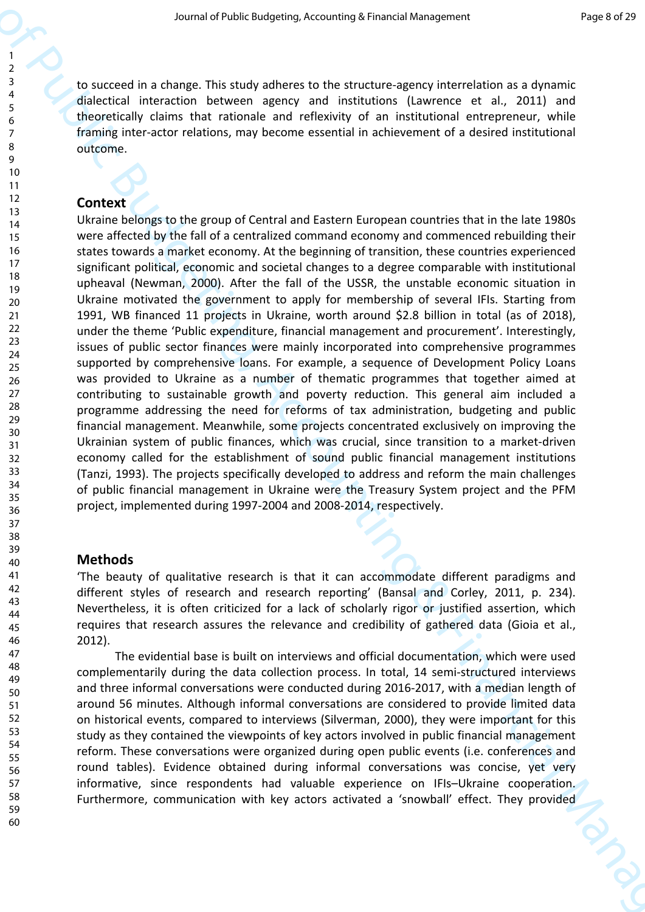to succeed in a change. This study adheres to the structure-agency interrelation as a dynamic dialectical interaction between agency and institutions (Lawrence et al., 2011) and theoretically claims that rationale and reflexivity of an institutional entrepreneur, while framing inter-actor relations, may become essential in achievement of a desired institutional outcome.

## Context

Ukraine belongs to the group of Central and Eastern European countries that in the late 1980s were affected by the fall of a centralized command economy and commenced rebuilding their states towards a market economy. At the beginning of transition, these countries experienced significant political, economic and societal changes to a degree comparable with institutional upheaval (Newman, 2000). After the fall of the USSR, the unstable economic situation in Ukraine motivated the government to apply for membership of several IFIs. Starting from 1991, WB financed 11 projects in Ukraine, worth around $2.8 billion in total (as of 2018), under the theme 'Public expenditure, financial management and procurement'. Interestingly, issues of public sector finances were mainly incorporated into comprehensive programmes supported by comprehensive loans. For example, a sequence of Development Policy Loans was provided to Ukraine as a number of thematic programmes that together aimed at contributing to sustainable growth and poverty reduction. This general aim included a programme addressing the need for reforms of tax administration, budgeting and public financial management. Meanwhile, some projects concentrated exclusively on improving the Ukrainian system of public finances, which was crucial, since transition to a market-driven economy called for the establishment of sound public financial management institutions (Tanzi, 1993). The projects specifically developed to address and reform the main challenges of public financial management in Ukraine were the Treasury System project and the PFM project, implemented during 1997-2004 and 2008-2014, respectively.

## Methods

'The beauty of qualitative research is that it can accommodate different paradigms and different styles of research and research reporting' (Bansal and Corley, 2011, p. 234). Nevertheless, it is often criticized for a lack of scholarly rigor or justified assertion, which requires that research assures the relevance and credibility of gathered data (Gioia et al., 2012).

The evidential base is built on interviews and official documentation, which were used complementarily during the data collection process. In total, 14 semi-structured interviews and three informal conversations were conducted during 2016-2017, with a median length of around 56 minutes. Although informal conversations are considered to provide limited data on historical events, compared to interviews (Silverman, 2000), they were important for this study as they contained the viewpoints of key actors involved in public financial management reform. These conversations were organized during open public events (i.e. conferences and round tables). Evidence obtained during informal conversations was concise, yet very informative, since respondents had valuable experience on IFIs–Ukraine cooperation. Furthermore, communication with key actors activated a 'snowball' effect. They provided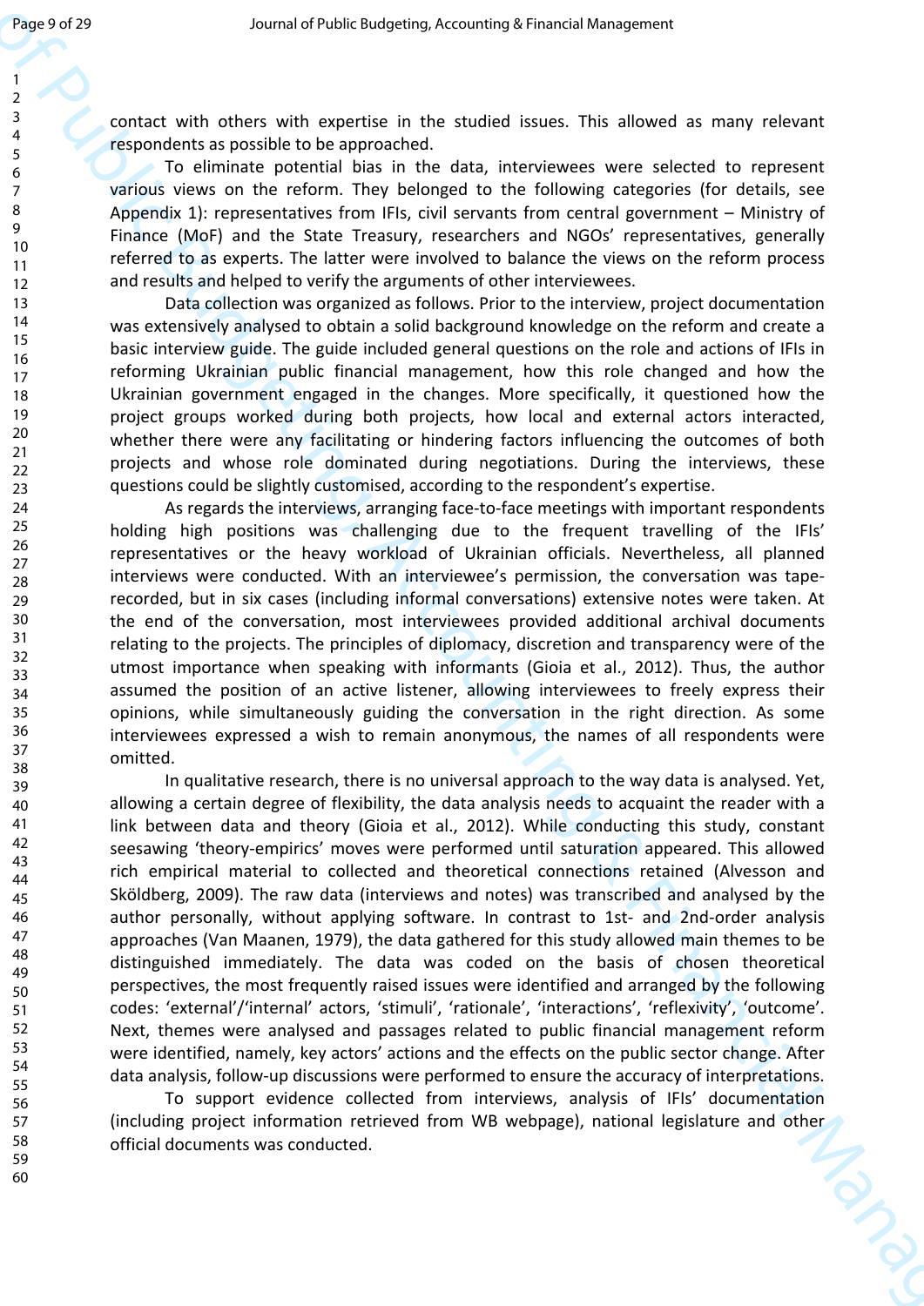contact with others with expertise in the studied issues. This allowed as many relevant respondents as possible to be approached.

To eliminate potential bias in the data, interviewees were selected to represent various views on the reform. They belonged to the following categories (for details, see Appendix 1): representatives from IFIs, civil servants from central government – Ministry of Finance (MoF) and the State Treasury, researchers and NGOs' representatives, generally referred to as experts. The latter were involved to balance the views on the reform process and results and helped to verify the arguments of other interviewees.

Data collection was organized as follows. Prior to the interview, project documentation was extensively analysed to obtain a solid background knowledge on the reform and create a basic interview guide. The guide included general questions on the role and actions of IFIs in reforming Ukrainian public financial management, how this role changed and how the Ukrainian government engaged in the changes. More specifically, it questioned how the project groups worked during both projects, how local and external actors interacted, whether there were any facilitating or hindering factors influencing the outcomes of both projects and whose role dominated during negotiations. During the interviews, these questions could be slightly customised, according to the respondent's expertise.

As regards the interviews, arranging face-to-face meetings with important respondents holding high positions was challenging due to the frequent travelling of the IFIs' representatives or the heavy workload of Ukrainian officials. Nevertheless, all planned interviews were conducted. With an interviewee's permission, the conversation was tape-recorded, but in six cases (including informal conversations) extensive notes were taken. At the end of the conversation, most interviewees provided additional archival documents relating to the projects. The principles of diplomacy, discretion and transparency were of the utmost importance when speaking with informants (Gioia et al., 2012). Thus, the author assumed the position of an active listener, allowing interviewees to freely express their opinions, while simultaneously guiding the conversation in the right direction. As some interviewees expressed a wish to remain anonymous, the names of all respondents were omitted.

In qualitative research, there is no universal approach to the way data is analysed. Yet, allowing a certain degree of flexibility, the data analysis needs to acquaint the reader with a link between data and theory (Gioia et al., 2012). While conducting this study, constant seesawing 'theory-empirics' moves were performed until saturation appeared. This allowed rich empirical material to collected and theoretical connections retained (Alvesson and Sköldberg, 2009). The raw data (interviews and notes) was transcribed and analysed by the author personally, without applying software. In contrast to 1st- and 2nd-order analysis approaches (Van Maanen, 1979), the data gathered for this study allowed main themes to be distinguished immediately. The data was coded on the basis of chosen theoretical perspectives, the most frequently raised issues were identified and arranged by the following codes: 'external'/'internal' actors, 'stimuli', 'rationale', 'interactions', 'reflexivity', 'outcome'. Next, themes were analysed and passages related to public financial management reform were identified, namely, key actors' actions and the effects on the public sector change. After data analysis, follow-up discussions were performed to ensure the accuracy of interpretations.

To support evidence collected from interviews, analysis of IFIs' documentation (including project information retrieved from WB webpage), national legislature and other official documents was conducted.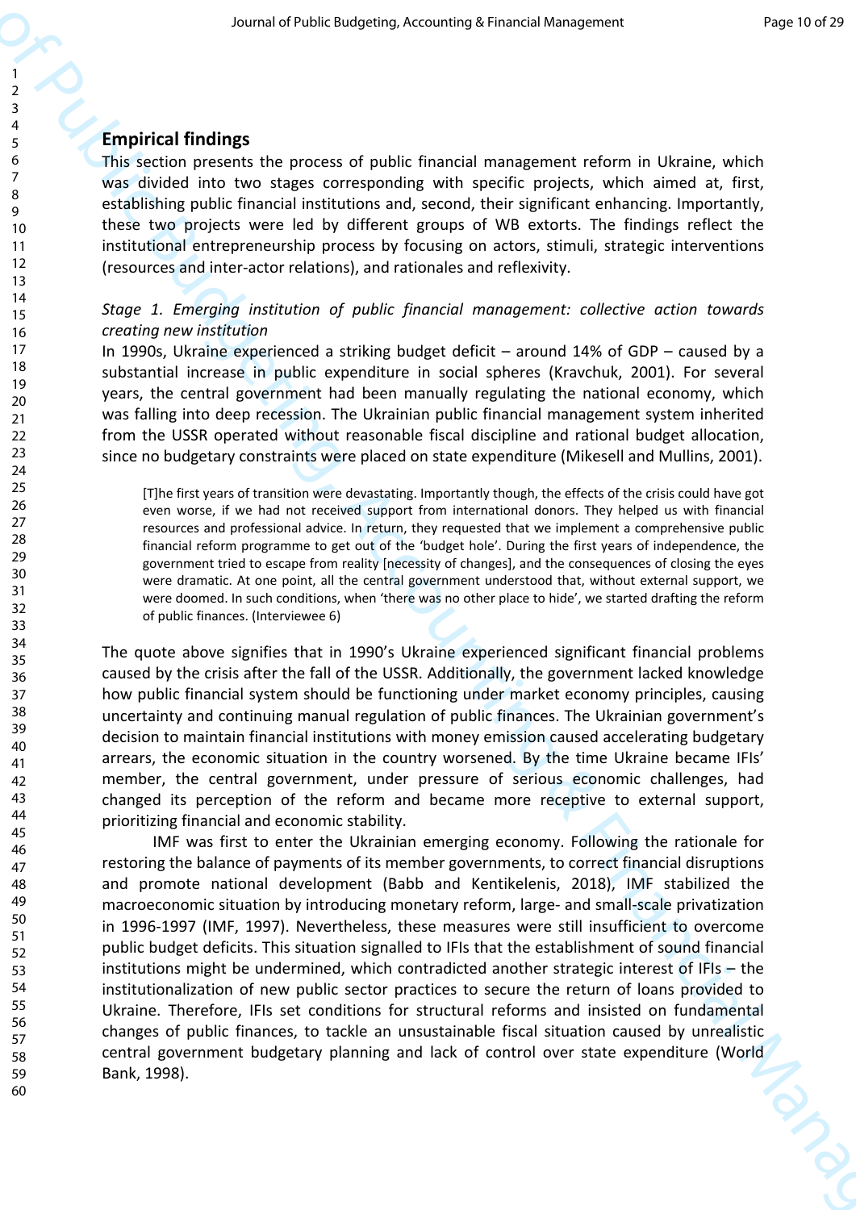## Empirical findings

This section presents the process of public financial management reform in Ukraine, which was divided into two stages corresponding with specific projects, which aimed at, first, establishing public financial institutions and, second, their significant enhancing. Importantly, these two projects were led by different groups of WB extorts. The findings reflect the institutional entrepreneurship process by focusing on actors, stimuli, strategic interventions (resources and inter-actor relations), and rationales and reflexivity.

*Stage 1. Emerging institution of public financial management: collective action towards creating new institution*

In 1990s, Ukraine experienced a striking budget deficit – around 14% of GDP – caused by a substantial increase in public expenditure in social spheres (Kravchuk, 2001). For several years, the central government had been manually regulating the national economy, which was falling into deep recession. The Ukrainian public financial management system inherited from the USSR operated without reasonable fiscal discipline and rational budget allocation, since no budgetary constraints were placed on state expenditure (Mikesell and Mullins, 2001).

> [T]he first years of transition were devastating. Importantly though, the effects of the crisis could have got even worse, if we had not received support from international donors. They helped us with financial resources and professional advice. In return, they requested that we implement a comprehensive public financial reform programme to get out of the 'budget hole'. During the first years of independence, the government tried to escape from reality [necessity of changes], and the consequences of closing the eyes were dramatic. At one point, all the central government understood that, without external support, we were doomed. In such conditions, when 'there was no other place to hide', we started drafting the reform of public finances. (Interviewee 6)

The quote above signifies that in 1990's Ukraine experienced significant financial problems caused by the crisis after the fall of the USSR. Additionally, the government lacked knowledge how public financial system should be functioning under market economy principles, causing uncertainty and continuing manual regulation of public finances. The Ukrainian government's decision to maintain financial institutions with money emission caused accelerating budgetary arrears, the economic situation in the country worsened. By the time Ukraine became IFIs' member, the central government, under pressure of serious economic challenges, had changed its perception of the reform and became more receptive to external support, prioritizing financial and economic stability.

IMF was first to enter the Ukrainian emerging economy. Following the rationale for restoring the balance of payments of its member governments, to correct financial disruptions and promote national development (Babb and Kentikelenis, 2018), IMF stabilized the macroeconomic situation by introducing monetary reform, large- and small-scale privatization in 1996-1997 (IMF, 1997). Nevertheless, these measures were still insufficient to overcome public budget deficits. This situation signalled to IFIs that the establishment of sound financial institutions might be undermined, which contradicted another strategic interest of IFIs – the institutionalization of new public sector practices to secure the return of loans provided to Ukraine. Therefore, IFIs set conditions for structural reforms and insisted on fundamental changes of public finances, to tackle an unsustainable fiscal situation caused by unrealistic central government budgetary planning and lack of control over state expenditure (World Bank, 1998).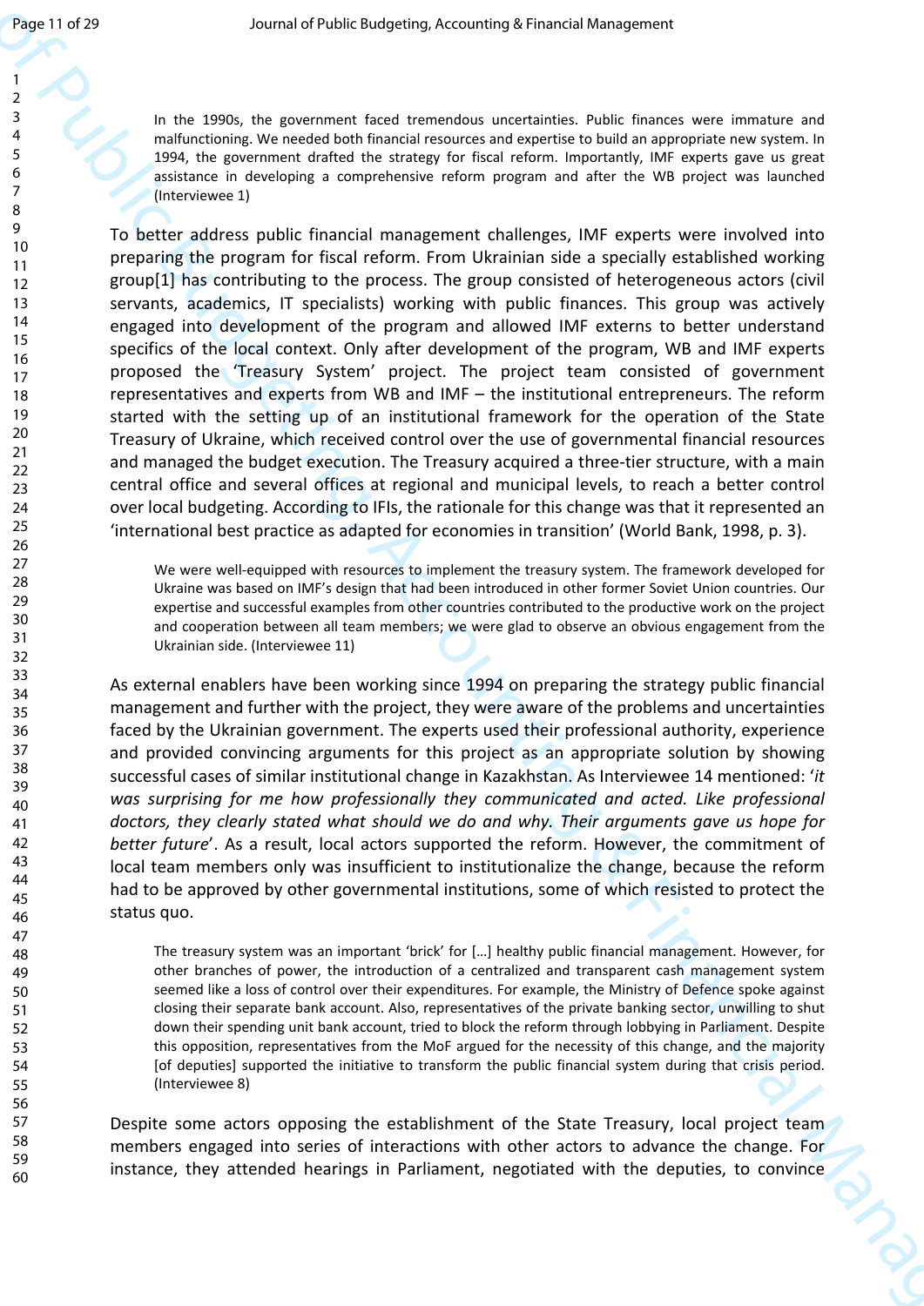> In the 1990s, the government faced tremendous uncertainties. Public finances were immature and malfunctioning. We needed both financial resources and expertise to build an appropriate new system. In 1994, the government drafted the strategy for fiscal reform. Importantly, IMF experts gave us great assistance in developing a comprehensive reform program and after the WB project was launched (Interviewee 1)

To better address public financial management challenges, IMF experts were involved into preparing the program for fiscal reform. From Ukrainian side a specially established working group[1] has contributing to the process. The group consisted of heterogeneous actors (civil servants, academics, IT specialists) working with public finances. This group was actively engaged into development of the program and allowed IMF externs to better understand specifics of the local context. Only after development of the program, WB and IMF experts proposed the 'Treasury System' project. The project team consisted of government representatives and experts from WB and IMF – the institutional entrepreneurs. The reform started with the setting up of an institutional framework for the operation of the State Treasury of Ukraine, which received control over the use of governmental financial resources and managed the budget execution. The Treasury acquired a three-tier structure, with a main central office and several offices at regional and municipal levels, to reach a better control over local budgeting. According to IFIs, the rationale for this change was that it represented an 'international best practice as adapted for economies in transition' (World Bank, 1998, p. 3).

> We were well-equipped with resources to implement the treasury system. The framework developed for Ukraine was based on IMF's design that had been introduced in other former Soviet Union countries. Our expertise and successful examples from other countries contributed to the productive work on the project and cooperation between all team members; we were glad to observe an obvious engagement from the Ukrainian side. (Interviewee 11)

As external enablers have been working since 1994 on preparing the strategy public financial management and further with the project, they were aware of the problems and uncertainties faced by the Ukrainian government. The experts used their professional authority, experience and provided convincing arguments for this project as an appropriate solution by showing successful cases of similar institutional change in Kazakhstan. As Interviewee 14 mentioned: '*it was surprising for me how professionally they communicated and acted. Like professional doctors, they clearly stated what should we do and why. Their arguments gave us hope for better future*'. As a result, local actors supported the reform. However, the commitment of local team members only was insufficient to institutionalize the change, because the reform had to be approved by other governmental institutions, some of which resisted to protect the status quo.

> The treasury system was an important 'brick' for […] healthy public financial management. However, for other branches of power, the introduction of a centralized and transparent cash management system seemed like a loss of control over their expenditures. For example, the Ministry of Defence spoke against closing their separate bank account. Also, representatives of the private banking sector, unwilling to shut down their spending unit bank account, tried to block the reform through lobbying in Parliament. Despite this opposition, representatives from the MoF argued for the necessity of this change, and the majority [of deputies] supported the initiative to transform the public financial system during that crisis period. (Interviewee 8)

Despite some actors opposing the establishment of the State Treasury, local project team members engaged into series of interactions with other actors to advance the change. For instance, they attended hearings in Parliament, negotiated with the deputies, to convince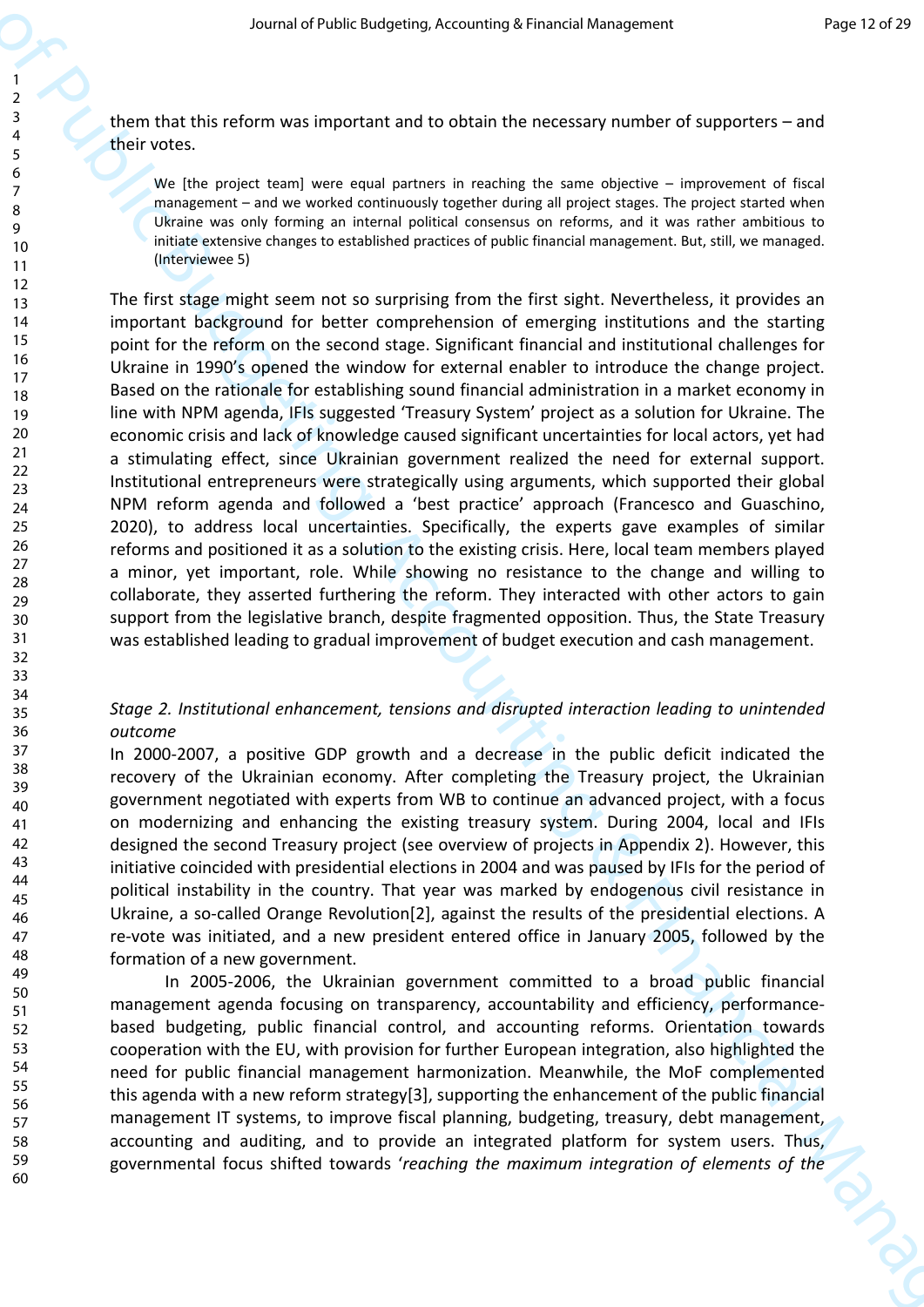them that this reform was important and to obtain the necessary number of supporters – and their votes.

> We [the project team] were equal partners in reaching the same objective – improvement of fiscal management – and we worked continuously together during all project stages. The project started when Ukraine was only forming an internal political consensus on reforms, and it was rather ambitious to initiate extensive changes to established practices of public financial management. But, still, we managed. (Interviewee 5)

The first stage might seem not so surprising from the first sight. Nevertheless, it provides an important background for better comprehension of emerging institutions and the starting point for the reform on the second stage. Significant financial and institutional challenges for Ukraine in 1990's opened the window for external enabler to introduce the change project. Based on the rationale for establishing sound financial administration in a market economy in line with NPM agenda, IFIs suggested 'Treasury System' project as a solution for Ukraine. The economic crisis and lack of knowledge caused significant uncertainties for local actors, yet had a stimulating effect, since Ukrainian government realized the need for external support. Institutional entrepreneurs were strategically using arguments, which supported their global NPM reform agenda and followed a 'best practice' approach (Francesco and Guaschino, 2020), to address local uncertainties. Specifically, the experts gave examples of similar reforms and positioned it as a solution to the existing crisis. Here, local team members played a minor, yet important, role. While showing no resistance to the change and willing to collaborate, they asserted furthering the reform. They interacted with other actors to gain support from the legislative branch, despite fragmented opposition. Thus, the State Treasury was established leading to gradual improvement of budget execution and cash management.

*Stage 2. Institutional enhancement, tensions and disrupted interaction leading to unintended outcome*

In 2000-2007, a positive GDP growth and a decrease in the public deficit indicated the recovery of the Ukrainian economy. After completing the Treasury project, the Ukrainian government negotiated with experts from WB to continue an advanced project, with a focus on modernizing and enhancing the existing treasury system. During 2004, local and IFIs designed the second Treasury project (see overview of projects in Appendix 2). However, this initiative coincided with presidential elections in 2004 and was paused by IFIs for the period of political instability in the country. That year was marked by endogenous civil resistance in Ukraine, a so-called Orange Revolution[2], against the results of the presidential elections. A re-vote was initiated, and a new president entered office in January 2005, followed by the formation of a new government.

In 2005-2006, the Ukrainian government committed to a broad public financial management agenda focusing on transparency, accountability and efficiency, performance-based budgeting, public financial control, and accounting reforms. Orientation towards cooperation with the EU, with provision for further European integration, also highlighted the need for public financial management harmonization. Meanwhile, the MoF complemented this agenda with a new reform strategy[3], supporting the enhancement of the public financial management IT systems, to improve fiscal planning, budgeting, treasury, debt management, accounting and auditing, and to provide an integrated platform for system users. Thus, governmental focus shifted towards '*reaching the maximum integration of elements of the*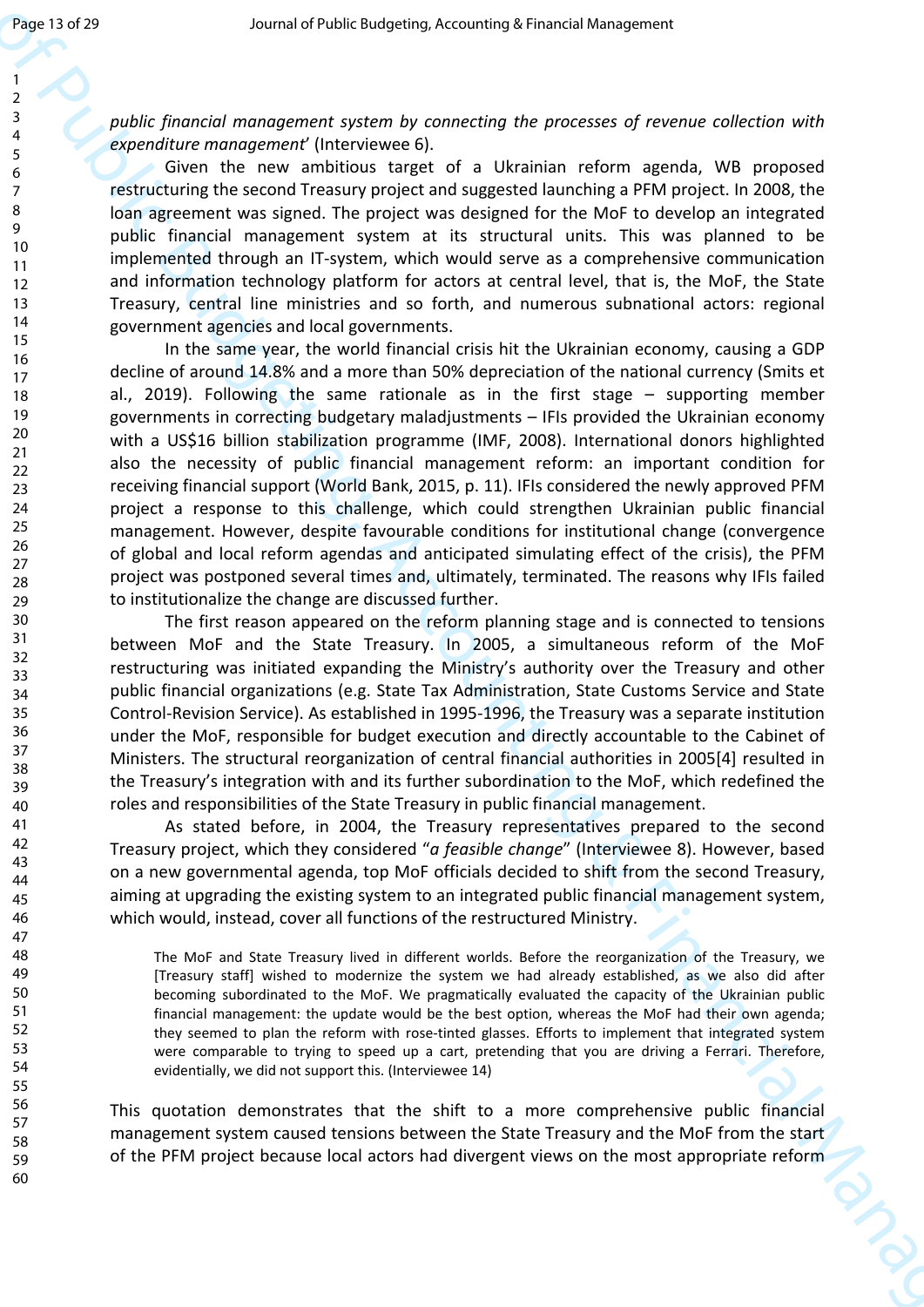*public financial management system by connecting the processes of revenue collection with expenditure management*' (Interviewee 6).

Given the new ambitious target of a Ukrainian reform agenda, WB proposed restructuring the second Treasury project and suggested launching a PFM project. In 2008, the loan agreement was signed. The project was designed for the MoF to develop an integrated public financial management system at its structural units. This was planned to be implemented through an IT-system, which would serve as a comprehensive communication and information technology platform for actors at central level, that is, the MoF, the State Treasury, central line ministries and so forth, and numerous subnational actors: regional government agencies and local governments.

In the same year, the world financial crisis hit the Ukrainian economy, causing a GDP decline of around 14.8% and a more than 50% depreciation of the national currency (Smits et al., 2019). Following the same rationale as in the first stage – supporting member governments in correcting budgetary maladjustments – IFIs provided the Ukrainian economy with a US$16 billion stabilization programme (IMF, 2008). International donors highlighted also the necessity of public financial management reform: an important condition for receiving financial support (World Bank, 2015, p. 11). IFIs considered the newly approved PFM project a response to this challenge, which could strengthen Ukrainian public financial management. However, despite favourable conditions for institutional change (convergence of global and local reform agendas and anticipated simulating effect of the crisis), the PFM project was postponed several times and, ultimately, terminated. The reasons why IFIs failed to institutionalize the change are discussed further.

The first reason appeared on the reform planning stage and is connected to tensions between MoF and the State Treasury. In 2005, a simultaneous reform of the MoF restructuring was initiated expanding the Ministry's authority over the Treasury and other public financial organizations (e.g. State Tax Administration, State Customs Service and State Control-Revision Service). As established in 1995-1996, the Treasury was a separate institution under the MoF, responsible for budget execution and directly accountable to the Cabinet of Ministers. The structural reorganization of central financial authorities in 2005[4] resulted in the Treasury's integration with and its further subordination to the MoF, which redefined the roles and responsibilities of the State Treasury in public financial management.

As stated before, in 2004, the Treasury representatives prepared to the second Treasury project, which they considered "*a feasible change*" (Interviewee 8). However, based on a new governmental agenda, top MoF officials decided to shift from the second Treasury, aiming at upgrading the existing system to an integrated public financial management system, which would, instead, cover all functions of the restructured Ministry.

> The MoF and State Treasury lived in different worlds. Before the reorganization of the Treasury, we [Treasury staff] wished to modernize the system we had already established, as we also did after becoming subordinated to the MoF. We pragmatically evaluated the capacity of the Ukrainian public financial management: the update would be the best option, whereas the MoF had their own agenda; they seemed to plan the reform with rose-tinted glasses. Efforts to implement that integrated system were comparable to trying to speed up a cart, pretending that you are driving a Ferrari. Therefore, evidentially, we did not support this. (Interviewee 14)

This quotation demonstrates that the shift to a more comprehensive public financial management system caused tensions between the State Treasury and the MoF from the start of the PFM project because local actors had divergent views on the most appropriate reform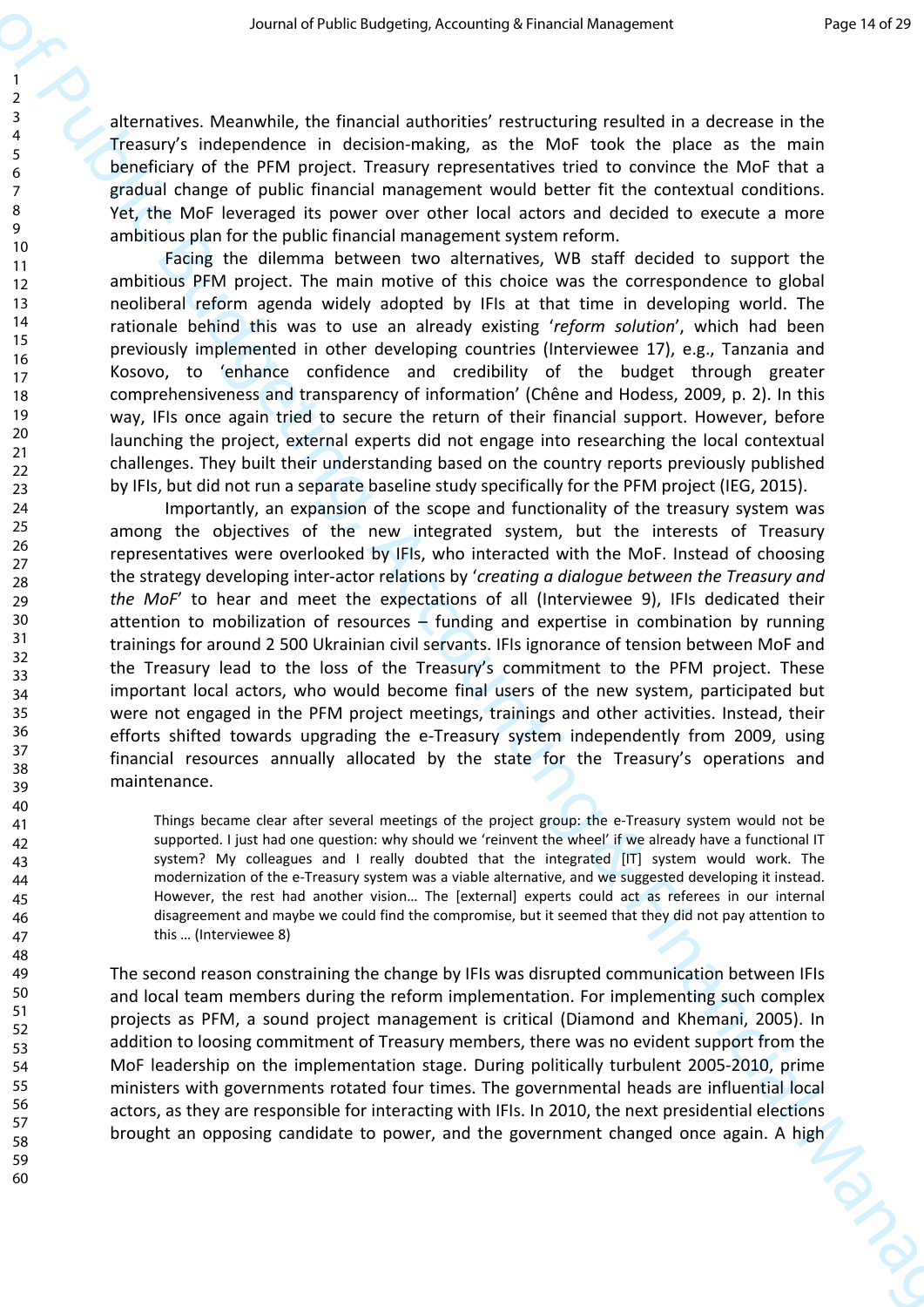alternatives. Meanwhile, the financial authorities' restructuring resulted in a decrease in the Treasury's independence in decision-making, as the MoF took the place as the main beneficiary of the PFM project. Treasury representatives tried to convince the MoF that a gradual change of public financial management would better fit the contextual conditions. Yet, the MoF leveraged its power over other local actors and decided to execute a more ambitious plan for the public financial management system reform.

Facing the dilemma between two alternatives, WB staff decided to support the ambitious PFM project. The main motive of this choice was the correspondence to global neoliberal reform agenda widely adopted by IFIs at that time in developing world. The rationale behind this was to use an already existing '*reform solution*', which had been previously implemented in other developing countries (Interviewee 17), e.g., Tanzania and Kosovo, to 'enhance confidence and credibility of the budget through greater comprehensiveness and transparency of information' (Chêne and Hodess, 2009, p. 2). In this way, IFIs once again tried to secure the return of their financial support. However, before launching the project, external experts did not engage into researching the local contextual challenges. They built their understanding based on the country reports previously published by IFIs, but did not run a separate baseline study specifically for the PFM project (IEG, 2015).

Importantly, an expansion of the scope and functionality of the treasury system was among the objectives of the new integrated system, but the interests of Treasury representatives were overlooked by IFIs, who interacted with the MoF. Instead of choosing the strategy developing inter-actor relations by '*creating a dialogue between the Treasury and the MoF*' to hear and meet the expectations of all (Interviewee 9), IFIs dedicated their attention to mobilization of resources – funding and expertise in combination by running trainings for around 2 500 Ukrainian civil servants. IFIs ignorance of tension between MoF and the Treasury lead to the loss of the Treasury's commitment to the PFM project. These important local actors, who would become final users of the new system, participated but were not engaged in the PFM project meetings, trainings and other activities. Instead, their efforts shifted towards upgrading the e-Treasury system independently from 2009, using financial resources annually allocated by the state for the Treasury's operations and maintenance.

> Things became clear after several meetings of the project group: the e-Treasury system would not be supported. I just had one question: why should we 'reinvent the wheel' if we already have a functional IT system? My colleagues and I really doubted that the integrated [IT] system would work. The modernization of the e-Treasury system was a viable alternative, and we suggested developing it instead. However, the rest had another vision… The [external] experts could act as referees in our internal disagreement and maybe we could find the compromise, but it seemed that they did not pay attention to this … (Interviewee 8)

The second reason constraining the change by IFIs was disrupted communication between IFIs and local team members during the reform implementation. For implementing such complex projects as PFM, a sound project management is critical (Diamond and Khemani, 2005). In addition to loosing commitment of Treasury members, there was no evident support from the MoF leadership on the implementation stage. During politically turbulent 2005-2010, prime ministers with governments rotated four times. The governmental heads are influential local actors, as they are responsible for interacting with IFIs. In 2010, the next presidential elections brought an opposing candidate to power, and the government changed once again. A high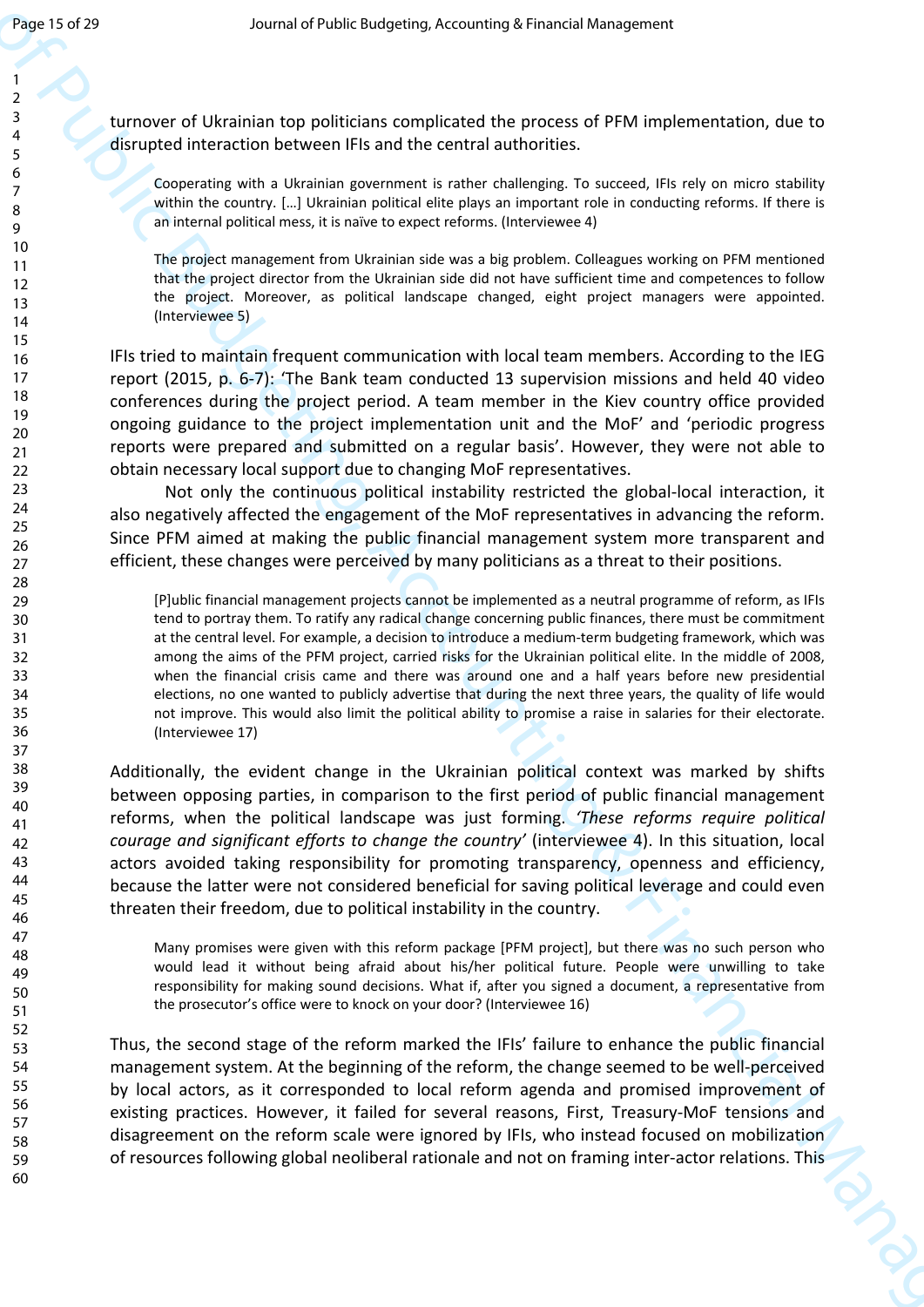turnover of Ukrainian top politicians complicated the process of PFM implementation, due to disrupted interaction between IFIs and the central authorities.

> Cooperating with a Ukrainian government is rather challenging. To succeed, IFIs rely on micro stability within the country. […] Ukrainian political elite plays an important role in conducting reforms. If there is an internal political mess, it is naïve to expect reforms. (Interviewee 4)

> The project management from Ukrainian side was a big problem. Colleagues working on PFM mentioned that the project director from the Ukrainian side did not have sufficient time and competences to follow the project. Moreover, as political landscape changed, eight project managers were appointed. (Interviewee 5)

IFIs tried to maintain frequent communication with local team members. According to the IEG report (2015, p. 6-7): 'The Bank team conducted 13 supervision missions and held 40 video conferences during the project period. A team member in the Kiev country office provided ongoing guidance to the project implementation unit and the MoF' and 'periodic progress reports were prepared and submitted on a regular basis'. However, they were not able to obtain necessary local support due to changing MoF representatives.

Not only the continuous political instability restricted the global-local interaction, it also negatively affected the engagement of the MoF representatives in advancing the reform. Since PFM aimed at making the public financial management system more transparent and efficient, these changes were perceived by many politicians as a threat to their positions.

> [P]ublic financial management projects cannot be implemented as a neutral programme of reform, as IFIs tend to portray them. To ratify any radical change concerning public finances, there must be commitment at the central level. For example, a decision to introduce a medium-term budgeting framework, which was among the aims of the PFM project, carried risks for the Ukrainian political elite. In the middle of 2008, when the financial crisis came and there was around one and a half years before new presidential elections, no one wanted to publicly advertise that during the next three years, the quality of life would not improve. This would also limit the political ability to promise a raise in salaries for their electorate. (Interviewee 17)

Additionally, the evident change in the Ukrainian political context was marked by shifts between opposing parties, in comparison to the first period of public financial management reforms, when the political landscape was just forming. *'These reforms require political courage and significant efforts to change the country'* (interviewee 4). In this situation, local actors avoided taking responsibility for promoting transparency, openness and efficiency, because the latter were not considered beneficial for saving political leverage and could even threaten their freedom, due to political instability in the country.

> Many promises were given with this reform package [PFM project], but there was no such person who would lead it without being afraid about his/her political future. People were unwilling to take responsibility for making sound decisions. What if, after you signed a document, a representative from the prosecutor's office were to knock on your door? (Interviewee 16)

Thus, the second stage of the reform marked the IFIs' failure to enhance the public financial management system. At the beginning of the reform, the change seemed to be well-perceived by local actors, as it corresponded to local reform agenda and promised improvement of existing practices. However, it failed for several reasons, First, Treasury-MoF tensions and disagreement on the reform scale were ignored by IFIs, who instead focused on mobilization of resources following global neoliberal rationale and not on framing inter-actor relations. This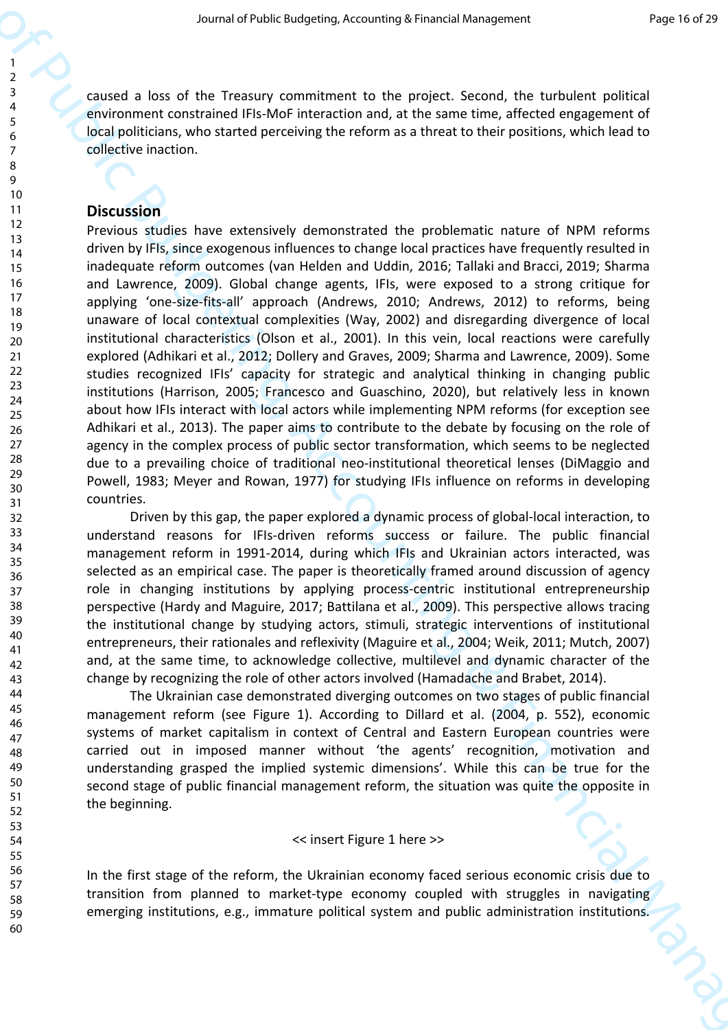caused a loss of the Treasury commitment to the project. Second, the turbulent political environment constrained IFIs-MoF interaction and, at the same time, affected engagement of local politicians, who started perceiving the reform as a threat to their positions, which lead to collective inaction.

## Discussion

Previous studies have extensively demonstrated the problematic nature of NPM reforms driven by IFIs, since exogenous influences to change local practices have frequently resulted in inadequate reform outcomes (van Helden and Uddin, 2016; Tallaki and Bracci, 2019; Sharma and Lawrence, 2009). Global change agents, IFIs, were exposed to a strong critique for applying 'one-size-fits-all' approach (Andrews, 2010; Andrews, 2012) to reforms, being unaware of local contextual complexities (Way, 2002) and disregarding divergence of local institutional characteristics (Olson et al., 2001). In this vein, local reactions were carefully explored (Adhikari et al., 2012; Dollery and Graves, 2009; Sharma and Lawrence, 2009). Some studies recognized IFIs' capacity for strategic and analytical thinking in changing public institutions (Harrison, 2005; Francesco and Guaschino, 2020), but relatively less in known about how IFIs interact with local actors while implementing NPM reforms (for exception see Adhikari et al., 2013). The paper aims to contribute to the debate by focusing on the role of agency in the complex process of public sector transformation, which seems to be neglected due to a prevailing choice of traditional neo-institutional theoretical lenses (DiMaggio and Powell, 1983; Meyer and Rowan, 1977) for studying IFIs influence on reforms in developing countries.

Driven by this gap, the paper explored a dynamic process of global-local interaction, to understand reasons for IFIs-driven reforms success or failure. The public financial management reform in 1991-2014, during which IFIs and Ukrainian actors interacted, was selected as an empirical case. The paper is theoretically framed around discussion of agency role in changing institutions by applying process-centric institutional entrepreneurship perspective (Hardy and Maguire, 2017; Battilana et al., 2009). This perspective allows tracing the institutional change by studying actors, stimuli, strategic interventions of institutional entrepreneurs, their rationales and reflexivity (Maguire et al., 2004; Weik, 2011; Mutch, 2007) and, at the same time, to acknowledge collective, multilevel and dynamic character of the change by recognizing the role of other actors involved (Hamadache and Brabet, 2014).

The Ukrainian case demonstrated diverging outcomes on two stages of public financial management reform (see Figure 1). According to Dillard et al. (2004, p. 552), economic systems of market capitalism in context of Central and Eastern European countries were carried out in imposed manner without 'the agents' recognition, motivation and understanding grasped the implied systemic dimensions'. While this can be true for the second stage of public financial management reform, the situation was quite the opposite in the beginning.

<< insert Figure 1 here >>

In the first stage of the reform, the Ukrainian economy faced serious economic crisis due to transition from planned to market-type economy coupled with struggles in navigating emerging institutions, e.g., immature political system and public administration institutions.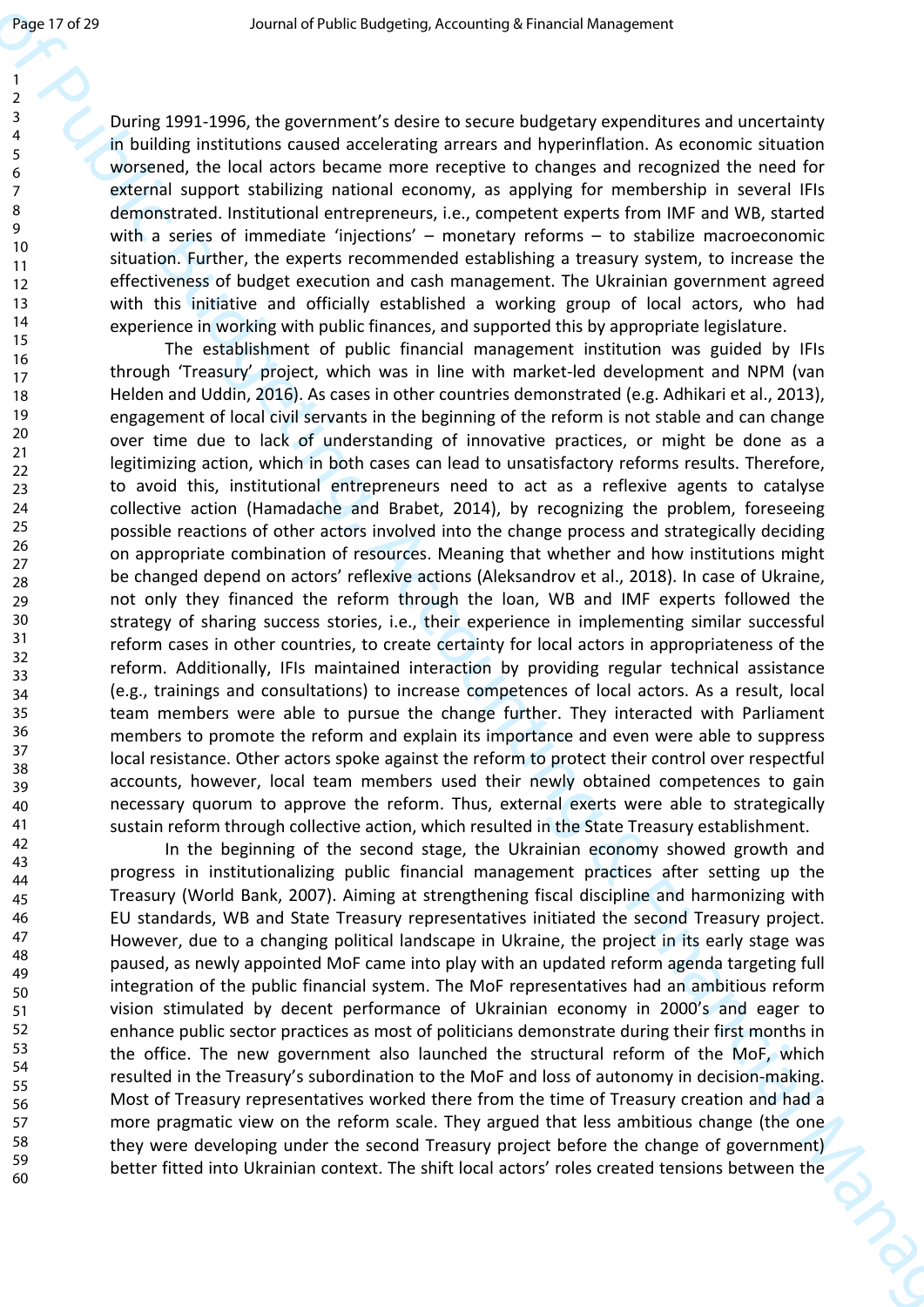During 1991-1996, the government's desire to secure budgetary expenditures and uncertainty in building institutions caused accelerating arrears and hyperinflation. As economic situation worsened, the local actors became more receptive to changes and recognized the need for external support stabilizing national economy, as applying for membership in several IFIs demonstrated. Institutional entrepreneurs, i.e., competent experts from IMF and WB, started with a series of immediate 'injections' – monetary reforms – to stabilize macroeconomic situation. Further, the experts recommended establishing a treasury system, to increase the effectiveness of budget execution and cash management. The Ukrainian government agreed with this initiative and officially established a working group of local actors, who had experience in working with public finances, and supported this by appropriate legislature.

The establishment of public financial management institution was guided by IFIs through 'Treasury' project, which was in line with market-led development and NPM (van Helden and Uddin, 2016). As cases in other countries demonstrated (e.g. Adhikari et al., 2013), engagement of local civil servants in the beginning of the reform is not stable and can change over time due to lack of understanding of innovative practices, or might be done as a legitimizing action, which in both cases can lead to unsatisfactory reforms results. Therefore, to avoid this, institutional entrepreneurs need to act as a reflexive agents to catalyse collective action (Hamadache and Brabet, 2014), by recognizing the problem, foreseeing possible reactions of other actors involved into the change process and strategically deciding on appropriate combination of resources. Meaning that whether and how institutions might be changed depend on actors' reflexive actions (Aleksandrov et al., 2018). In case of Ukraine, not only they financed the reform through the loan, WB and IMF experts followed the strategy of sharing success stories, i.e., their experience in implementing similar successful reform cases in other countries, to create certainty for local actors in appropriateness of the reform. Additionally, IFIs maintained interaction by providing regular technical assistance (e.g., trainings and consultations) to increase competences of local actors. As a result, local team members were able to pursue the change further. They interacted with Parliament members to promote the reform and explain its importance and even were able to suppress local resistance. Other actors spoke against the reform to protect their control over respectful accounts, however, local team members used their newly obtained competences to gain necessary quorum to approve the reform. Thus, external experts were able to strategically sustain reform through collective action, which resulted in the State Treasury establishment.

In the beginning of the second stage, the Ukrainian economy showed growth and progress in institutionalizing public financial management practices after setting up the Treasury (World Bank, 2007). Aiming at strengthening fiscal discipline and harmonizing with EU standards, WB and State Treasury representatives initiated the second Treasury project. However, due to a changing political landscape in Ukraine, the project in its early stage was paused, as newly appointed MoF came into play with an updated reform agenda targeting full integration of the public financial system. The MoF representatives had an ambitious reform vision stimulated by decent performance of Ukrainian economy in 2000's and eager to enhance public sector practices as most of politicians demonstrate during their first months in the office. The new government also launched the structural reform of the MoF, which resulted in the Treasury's subordination to the MoF and loss of autonomy in decision-making. Most of Treasury representatives worked there from the time of Treasury creation and had a more pragmatic view on the reform scale. They argued that less ambitious change (the one they were developing under the second Treasury project before the change of government) better fitted into Ukrainian context. The shift local actors' roles created tensions between the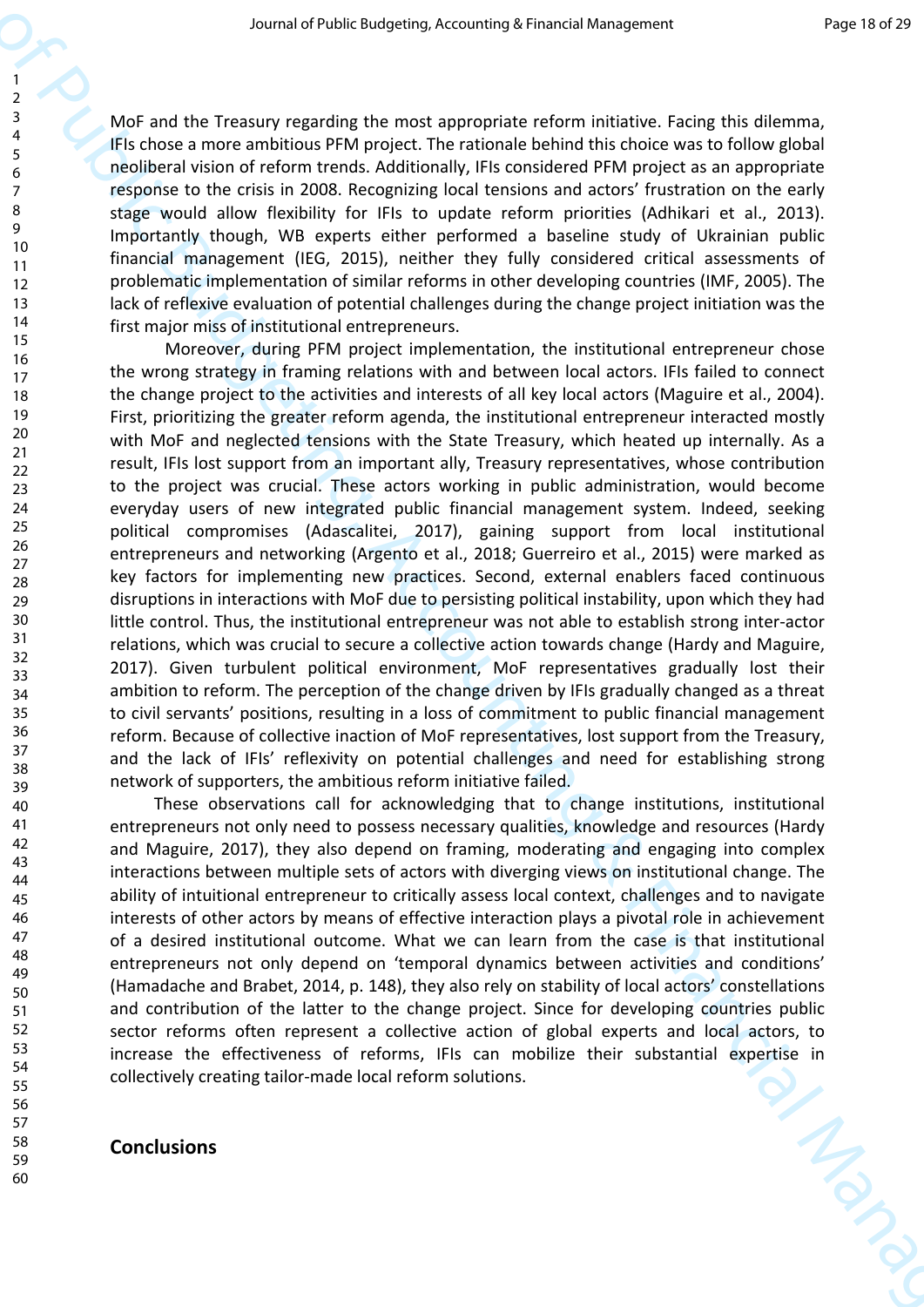MoF and the Treasury regarding the most appropriate reform initiative. Facing this dilemma, IFIs chose a more ambitious PFM project. The rationale behind this choice was to follow global neoliberal vision of reform trends. Additionally, IFIs considered PFM project as an appropriate response to the crisis in 2008. Recognizing local tensions and actors' frustration on the early stage would allow flexibility for IFIs to update reform priorities (Adhikari et al., 2013). Importantly though, WB experts either performed a baseline study of Ukrainian public financial management (IEG, 2015), neither they fully considered critical assessments of problematic implementation of similar reforms in other developing countries (IMF, 2005). The lack of reflexive evaluation of potential challenges during the change project initiation was the first major miss of institutional entrepreneurs.

Moreover, during PFM project implementation, the institutional entrepreneur chose the wrong strategy in framing relations with and between local actors. IFIs failed to connect the change project to the activities and interests of all key local actors (Maguire et al., 2004). First, prioritizing the greater reform agenda, the institutional entrepreneur interacted mostly with MoF and neglected tensions with the State Treasury, which heated up internally. As a result, IFIs lost support from an important ally, Treasury representatives, whose contribution to the project was crucial. These actors working in public administration, would become everyday users of new integrated public financial management system. Indeed, seeking political compromises (Adascalitei, 2017), gaining support from local institutional entrepreneurs and networking (Argento et al., 2018; Guerreiro et al., 2015) were marked as key factors for implementing new practices. Second, external enablers faced continuous disruptions in interactions with MoF due to persisting political instability, upon which they had little control. Thus, the institutional entrepreneur was not able to establish strong inter-actor relations, which was crucial to secure a collective action towards change (Hardy and Maguire, 2017). Given turbulent political environment, MoF representatives gradually lost their ambition to reform. The perception of the change driven by IFIs gradually changed as a threat to civil servants' positions, resulting in a loss of commitment to public financial management reform. Because of collective inaction of MoF representatives, lost support from the Treasury, and the lack of IFIs' reflexivity on potential challenges and need for establishing strong network of supporters, the ambitious reform initiative failed.

These observations call for acknowledging that to change institutions, institutional entrepreneurs not only need to possess necessary qualities, knowledge and resources (Hardy and Maguire, 2017), they also depend on framing, moderating and engaging into complex interactions between multiple sets of actors with diverging views on institutional change. The ability of intuitional entrepreneur to critically assess local context, challenges and to navigate interests of other actors by means of effective interaction plays a pivotal role in achievement of a desired institutional outcome. What we can learn from the case is that institutional entrepreneurs not only depend on 'temporal dynamics between activities and conditions' (Hamadache and Brabet, 2014, p. 148), they also rely on stability of local actors' constellations and contribution of the latter to the change project. Since for developing countries public sector reforms often represent a collective action of global experts and local actors, to increase the effectiveness of reforms, IFIs can mobilize their substantial expertise in collectively creating tailor-made local reform solutions.

## Conclusions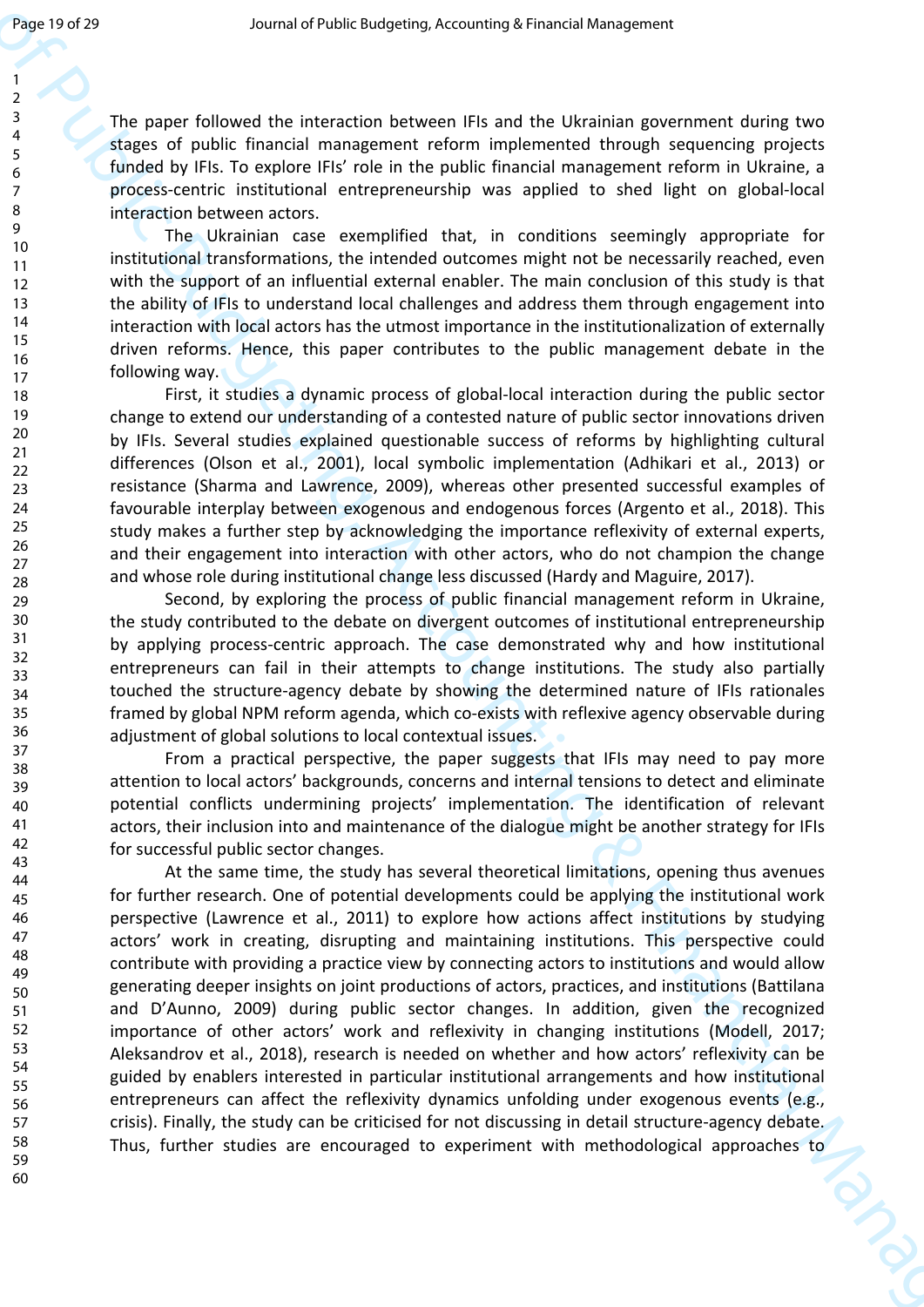The paper followed the interaction between IFIs and the Ukrainian government during two stages of public financial management reform implemented through sequencing projects funded by IFIs. To explore IFIs' role in the public financial management reform in Ukraine, a process-centric institutional entrepreneurship was applied to shed light on global-local interaction between actors.

The Ukrainian case exemplified that, in conditions seemingly appropriate for institutional transformations, the intended outcomes might not be necessarily reached, even with the support of an influential external enabler. The main conclusion of this study is that the ability of IFIs to understand local challenges and address them through engagement into interaction with local actors has the utmost importance in the institutionalization of externally driven reforms. Hence, this paper contributes to the public management debate in the following way.

First, it studies a dynamic process of global-local interaction during the public sector change to extend our understanding of a contested nature of public sector innovations driven by IFIs. Several studies explained questionable success of reforms by highlighting cultural differences (Olson et al., 2001), local symbolic implementation (Adhikari et al., 2013) or resistance (Sharma and Lawrence, 2009), whereas other presented successful examples of favourable interplay between exogenous and endogenous forces (Argento et al., 2018). This study makes a further step by acknowledging the importance reflexivity of external experts, and their engagement into interaction with other actors, who do not champion the change and whose role during institutional change less discussed (Hardy and Maguire, 2017).

Second, by exploring the process of public financial management reform in Ukraine, the study contributed to the debate on divergent outcomes of institutional entrepreneurship by applying process-centric approach. The case demonstrated why and how institutional entrepreneurs can fail in their attempts to change institutions. The study also partially touched the structure-agency debate by showing the determined nature of IFIs rationales framed by global NPM reform agenda, which co-exists with reflexive agency observable during adjustment of global solutions to local contextual issues.

From a practical perspective, the paper suggests that IFIs may need to pay more attention to local actors' backgrounds, concerns and internal tensions to detect and eliminate potential conflicts undermining projects' implementation. The identification of relevant actors, their inclusion into and maintenance of the dialogue might be another strategy for IFIs for successful public sector changes.

At the same time, the study has several theoretical limitations, opening thus avenues for further research. One of potential developments could be applying the institutional work perspective (Lawrence et al., 2011) to explore how actions affect institutions by studying actors' work in creating, disrupting and maintaining institutions. This perspective could contribute with providing a practice view by connecting actors to institutions and would allow generating deeper insights on joint productions of actors, practices, and institutions (Battilana and D'Aunno, 2009) during public sector changes. In addition, given the recognized importance of other actors' work and reflexivity in changing institutions (Modell, 2017; Aleksandrov et al., 2018), research is needed on whether and how actors' reflexivity can be guided by enablers interested in particular institutional arrangements and how institutional entrepreneurs can affect the reflexivity dynamics unfolding under exogenous events (e.g., crisis). Finally, the study can be criticised for not discussing in detail structure-agency debate. Thus, further studies are encouraged to experiment with methodological approaches to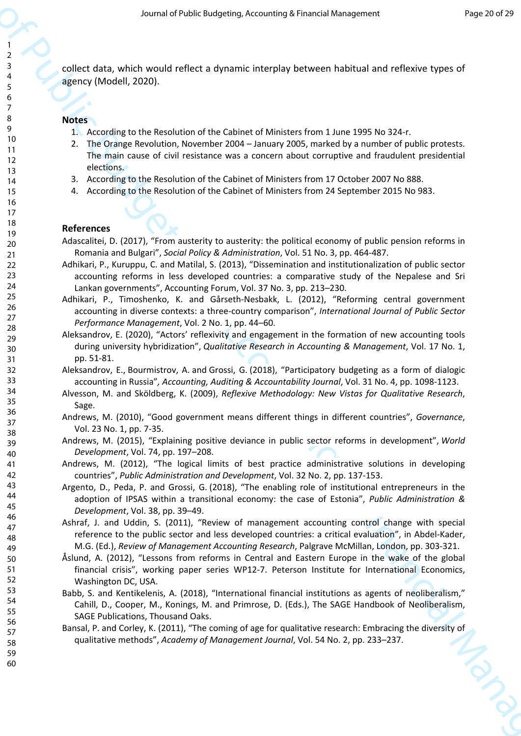collect data, which would reflect a dynamic interplay between habitual and reflexive types of agency (Modell, 2020).

## Notes

1. According to the Resolution of the Cabinet of Ministers from 1 June 1995 No 324-r.
2. The Orange Revolution, November 2004 – January 2005, marked by a number of public protests. The main cause of civil resistance was a concern about corruptive and fraudulent presidential elections.
3. According to the Resolution of the Cabinet of Ministers from 17 October 2007 No 888.
4. According to the Resolution of the Cabinet of Ministers from 24 September 2015 No 983.

## References

Adascalitei, D. (2017), "From austerity to austerity: the political economy of public pension reforms in Romania and Bulgari", *Social Policy & Administration*, Vol. 51 No. 3, pp. 464-487.

Adhikari, P., Kuruppu, C. and Matilal, S. (2013), "Dissemination and institutionalization of public sector accounting reforms in less developed countries: a comparative study of the Nepalese and Sri Lankan governments", Accounting Forum, Vol. 37 No. 3, pp. 213–230.

Adhikari, P., Timoshenko, K. and Gårseth-Nesbakk, L. (2012), "Reforming central government accounting in diverse contexts: a three-country comparison", *International Journal of Public Sector Performance Management*, Vol. 2 No. 1, pp. 44–60.

Aleksandrov, E. (2020), "Actors' reflexivity and engagement in the formation of new accounting tools during university hybridization", *Qualitative Research in Accounting & Management*, Vol. 17 No. 1, pp. 51-81.

Aleksandrov, E., Bourmistrov, A. and Grossi, G. (2018), "Participatory budgeting as a form of dialogic accounting in Russia", *Accounting, Auditing & Accountability Journal*, Vol. 31 No. 4, pp. 1098-1123.

Alvesson, M. and Sköldberg, K. (2009), *Reflexive Methodology: New Vistas for Qualitative Research*, Sage.

Andrews, M. (2010), "Good government means different things in different countries", *Governance*, Vol. 23 No. 1, pp. 7-35.

Andrews, M. (2015), "Explaining positive deviance in public sector reforms in development", *World Development*, Vol. 74, pp. 197–208.

Andrews, M. (2012), "The logical limits of best practice administrative solutions in developing countries", *Public Administration and Development*, Vol. 32 No. 2, pp. 137-153.

Argento, D., Peda, P. and Grossi, G. (2018), "The enabling role of institutional entrepreneurs in the adoption of IPSAS within a transitional economy: the case of Estonia", *Public Administration & Development*, Vol. 38, pp. 39–49.

Ashraf, J. and Uddin, S. (2011), "Review of management accounting control change with special reference to the public sector and less developed countries: a critical evaluation", in Abdel-Kader, M.G. (Ed.), *Review of Management Accounting Research*, Palgrave McMillan, London, pp. 303-321.

Åslund, A. (2012), "Lessons from reforms in Central and Eastern Europe in the wake of the global financial crisis", working paper series WP12-7. Peterson Institute for International Economics, Washington DC, USA.

Babb, S. and Kentikelenis, A. (2018), "International financial institutions as agents of neoliberalism," Cahill, D., Cooper, M., Konings, M. and Primrose, D. (Eds.), The SAGE Handbook of Neoliberalism, SAGE Publications, Thousand Oaks.

Bansal, P. and Corley, K. (2011), "The coming of age for qualitative research: Embracing the diversity of qualitative methods", *Academy of Management Journal*, Vol. 54 No. 2, pp. 233–237.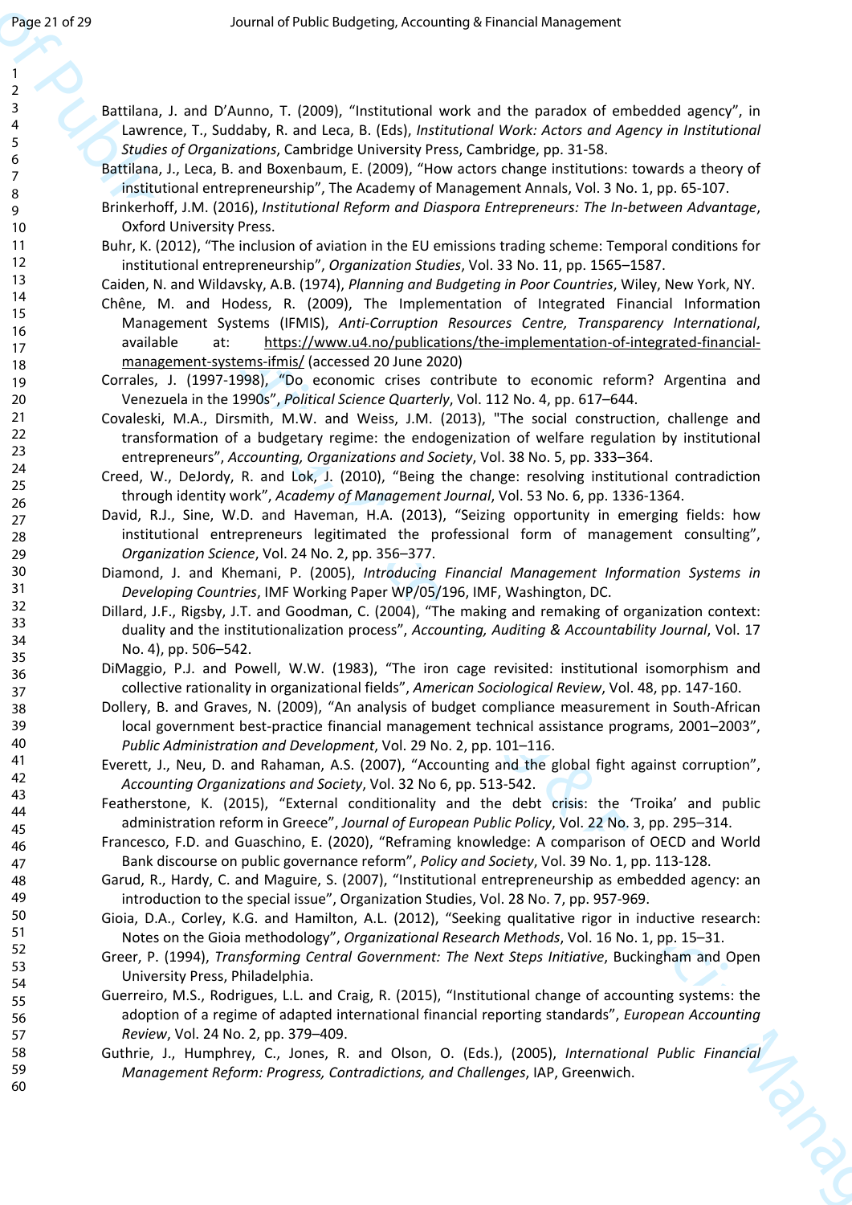Battilana, J. and D'Aunno, T. (2009), "Institutional work and the paradox of embedded agency", in Lawrence, T., Suddaby, R. and Leca, B. (Eds), *Institutional Work: Actors and Agency in Institutional Studies of Organizations*, Cambridge University Press, Cambridge, pp. 31-58.

Battilana, J., Leca, B. and Boxenbaum, E. (2009), "How actors change institutions: towards a theory of institutional entrepreneurship", The Academy of Management Annals, Vol. 3 No. 1, pp. 65-107.

Brinkerhoff, J.M. (2016), *Institutional Reform and Diaspora Entrepreneurs: The In-between Advantage*, Oxford University Press.

Buhr, K. (2012), "The inclusion of aviation in the EU emissions trading scheme: Temporal conditions for institutional entrepreneurship", *Organization Studies*, Vol. 33 No. 11, pp. 1565–1587.

Caiden, N. and Wildavsky, A.B. (1974), *Planning and Budgeting in Poor Countries*, Wiley, New York, NY.

Chêne, M. and Hodess, R. (2009), The Implementation of Integrated Financial Information Management Systems (IFMIS), *Anti-Corruption Resources Centre, Transparency International*, available at: https://www.u4.no/publications/the-implementation-of-integrated-financial-management-systems-ifmis/ (accessed 20 June 2020)

Corrales, J. (1997-1998), "Do economic crises contribute to economic reform? Argentina and Venezuela in the 1990s", *Political Science Quarterly*, Vol. 112 No. 4, pp. 617–644.

Covaleski, M.A., Dirsmith, M.W. and Weiss, J.M. (2013), "The social construction, challenge and transformation of a budgetary regime: the endogenization of welfare regulation by institutional entrepreneurs", *Accounting, Organizations and Society*, Vol. 38 No. 5, pp. 333–364.

Creed, W., DeJordy, R. and Lok, J. (2010), "Being the change: resolving institutional contradiction through identity work", *Academy of Management Journal*, Vol. 53 No. 6, pp. 1336-1364.

David, R.J., Sine, W.D. and Haveman, H.A. (2013), "Seizing opportunity in emerging fields: how institutional entrepreneurs legitimated the professional form of management consulting", *Organization Science*, Vol. 24 No. 2, pp. 356–377.

Diamond, J. and Khemani, P. (2005), *Introducing Financial Management Information Systems in Developing Countries*, IMF Working Paper WP/05/196, IMF, Washington, DC.

Dillard, J.F., Rigsby, J.T. and Goodman, C. (2004), "The making and remaking of organization context: duality and the institutionalization process", *Accounting, Auditing & Accountability Journal*, Vol. 17 No. 4), pp. 506–542.

DiMaggio, P.J. and Powell, W.W. (1983), "The iron cage revisited: institutional isomorphism and collective rationality in organizational fields", *American Sociological Review*, Vol. 48, pp. 147-160.

Dollery, B. and Graves, N. (2009), "An analysis of budget compliance measurement in South-African local government best-practice financial management technical assistance programs, 2001–2003", *Public Administration and Development*, Vol. 29 No. 2, pp. 101–116.

Everett, J., Neu, D. and Rahaman, A.S. (2007), "Accounting and the global fight against corruption", *Accounting Organizations and Society*, Vol. 32 No 6, pp. 513-542.

Featherstone, K. (2015), "External conditionality and the debt crisis: the 'Troika' and public administration reform in Greece", *Journal of European Public Policy*, Vol. 22 No. 3, pp. 295–314.

Francesco, F.D. and Guaschino, E. (2020), "Reframing knowledge: A comparison of OECD and World Bank discourse on public governance reform", *Policy and Society*, Vol. 39 No. 1, pp. 113-128.

Garud, R., Hardy, C. and Maguire, S. (2007), "Institutional entrepreneurship as embedded agency: an introduction to the special issue", Organization Studies, Vol. 28 No. 7, pp. 957-969.

Gioia, D.A., Corley, K.G. and Hamilton, A.L. (2012), "Seeking qualitative rigor in inductive research: Notes on the Gioia methodology", *Organizational Research Methods*, Vol. 16 No. 1, pp. 15–31.

Greer, P. (1994), *Transforming Central Government: The Next Steps Initiative*, Buckingham and Open University Press, Philadelphia.

Guerreiro, M.S., Rodrigues, L.L. and Craig, R. (2015), "Institutional change of accounting systems: the adoption of a regime of adapted international financial reporting standards", *European Accounting Review*, Vol. 24 No. 2, pp. 379–409.

Guthrie, J., Humphrey, C., Jones, R. and Olson, O. (Eds.), (2005), *International Public Financial Management Reform: Progress, Contradictions, and Challenges*, IAP, Greenwich.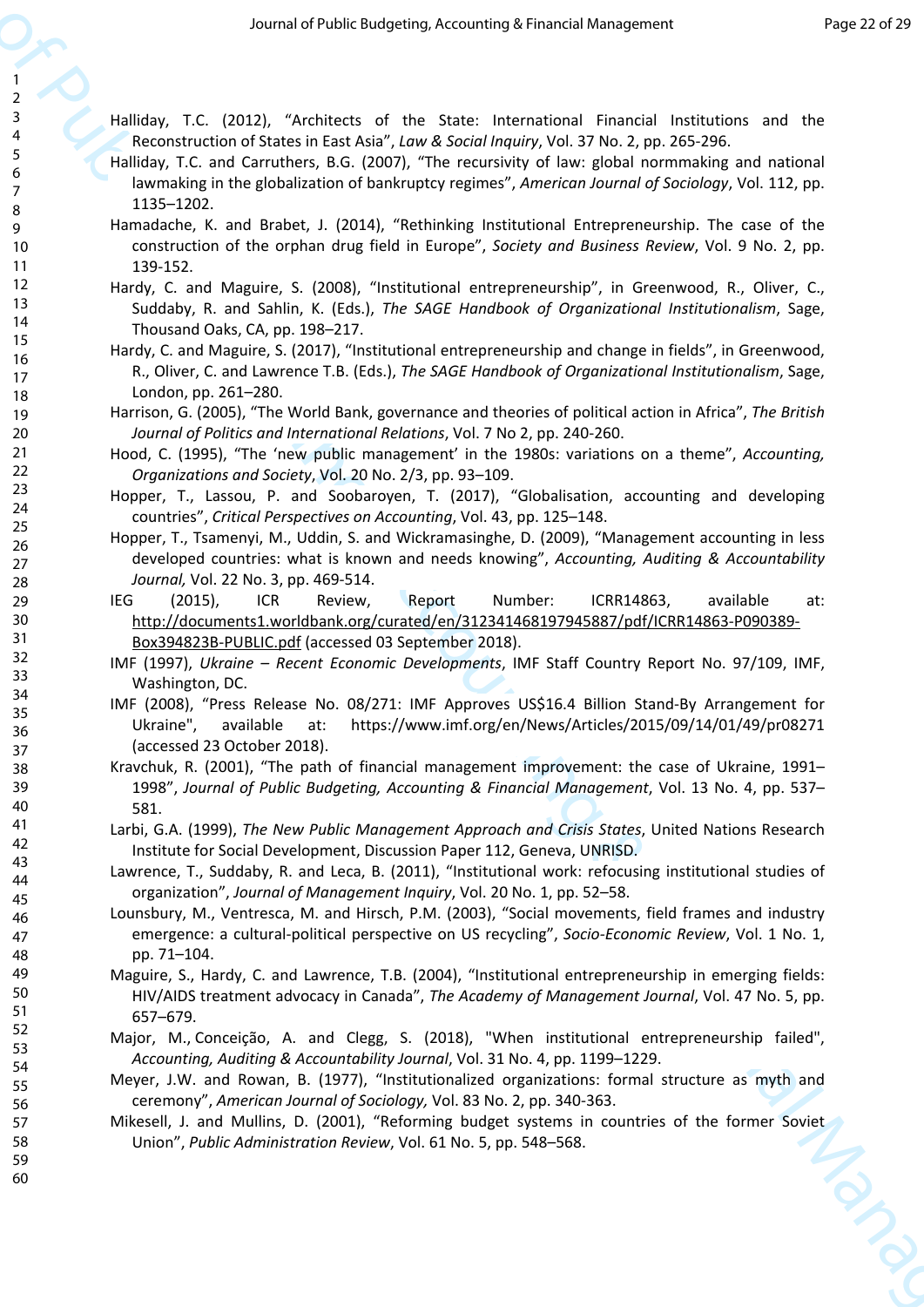Halliday, T.C. (2012), "Architects of the State: International Financial Institutions and the Reconstruction of States in East Asia", *Law & Social Inquiry*, Vol. 37 No. 2, pp. 265-296.

Halliday, T.C. and Carruthers, B.G. (2007), "The recursivity of law: global normmaking and national lawmaking in the globalization of bankruptcy regimes", *American Journal of Sociology*, Vol. 112, pp. 1135–1202.

Hamadache, K. and Brabet, J. (2014), "Rethinking Institutional Entrepreneurship. The case of the construction of the orphan drug field in Europe", *Society and Business Review*, Vol. 9 No. 2, pp. 139-152.

Hardy, C. and Maguire, S. (2008), "Institutional entrepreneurship", in Greenwood, R., Oliver, C., Suddaby, R. and Sahlin, K. (Eds.), *The SAGE Handbook of Organizational Institutionalism*, Sage, Thousand Oaks, CA, pp. 198–217.

Hardy, C. and Maguire, S. (2017), "Institutional entrepreneurship and change in fields", in Greenwood, R., Oliver, C. and Lawrence T.B. (Eds.), *The SAGE Handbook of Organizational Institutionalism*, Sage, London, pp. 261–280.

Harrison, G. (2005), "The World Bank, governance and theories of political action in Africa", *The British Journal of Politics and International Relations*, Vol. 7 No 2, pp. 240-260.

Hood, C. (1995), "The 'new public management' in the 1980s: variations on a theme", *Accounting, Organizations and Society*, Vol. 20 No. 2/3, pp. 93–109.

Hopper, T., Lassou, P. and Soobaroyen, T. (2017), "Globalisation, accounting and developing countries", *Critical Perspectives on Accounting*, Vol. 43, pp. 125–148.

Hopper, T., Tsamenyi, M., Uddin, S. and Wickramasinghe, D. (2009), "Management accounting in less developed countries: what is known and needs knowing", *Accounting, Auditing & Accountability Journal,* Vol. 22 No. 3, pp. 469-514.

IEG (2015), ICR Review, Report Number: ICRR14863, available at: http://documents1.worldbank.org/curated/en/312341468197945887/pdf/ICRR14863-P090389-Box394823B-PUBLIC.pdf (accessed 03 September 2018).

IMF (1997), *Ukraine – Recent Economic Developments*, IMF Staff Country Report No. 97/109, IMF, Washington, DC.

IMF (2008), "Press Release No. 08/271: IMF Approves US$16.4 Billion Stand-By Arrangement for Ukraine", available at: https://www.imf.org/en/News/Articles/2015/09/14/01/49/pr08271 (accessed 23 October 2018).

Kravchuk, R. (2001), "The path of financial management improvement: the case of Ukraine, 1991–1998", *Journal of Public Budgeting, Accounting & Financial Management*, Vol. 13 No. 4, pp. 537–581.

Larbi, G.A. (1999), *The New Public Management Approach and Crisis States*, United Nations Research Institute for Social Development, Discussion Paper 112, Geneva, UNRISD.

Lawrence, T., Suddaby, R. and Leca, B. (2011), "Institutional work: refocusing institutional studies of organization", *Journal of Management Inquiry*, Vol. 20 No. 1, pp. 52–58.

Lounsbury, M., Ventresca, M. and Hirsch, P.M. (2003), "Social movements, field frames and industry emergence: a cultural-political perspective on US recycling", *Socio-Economic Review*, Vol. 1 No. 1, pp. 71–104.

Maguire, S., Hardy, C. and Lawrence, T.B. (2004), "Institutional entrepreneurship in emerging fields: HIV/AIDS treatment advocacy in Canada", *The Academy of Management Journal*, Vol. 47 No. 5, pp. 657–679.

Major, M., Conceição, A. and Clegg, S. (2018), "When institutional entrepreneurship failed", *Accounting, Auditing & Accountability Journal*, Vol. 31 No. 4, pp. 1199–1229.

Meyer, J.W. and Rowan, B. (1977), "Institutionalized organizations: formal structure as myth and ceremony", *American Journal of Sociology,* Vol. 83 No. 2, pp. 340-363.

Mikesell, J. and Mullins, D. (2001), "Reforming budget systems in countries of the former Soviet Union", *Public Administration Review*, Vol. 61 No. 5, pp. 548–568.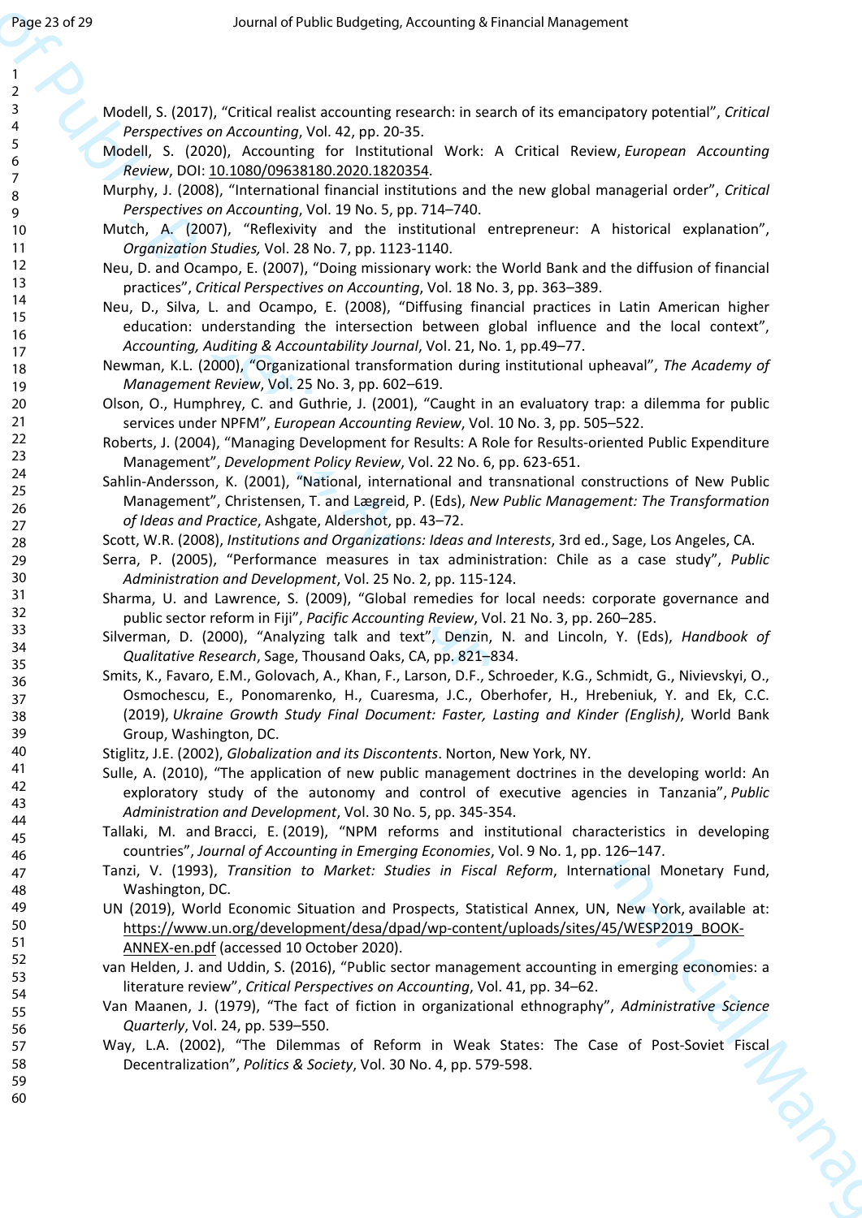Modell, S. (2017), "Critical realist accounting research: in search of its emancipatory potential", *Critical Perspectives on Accounting*, Vol. 42, pp. 20-35.

Modell, S. (2020), Accounting for Institutional Work: A Critical Review, *European Accounting Review*, DOI: 10.1080/09638180.2020.1820354.

Murphy, J. (2008), "International financial institutions and the new global managerial order", *Critical Perspectives on Accounting*, Vol. 19 No. 5, pp. 714–740.

Mutch, A. (2007), "Reflexivity and the institutional entrepreneur: A historical explanation", *Organization Studies,* Vol. 28 No. 7, pp. 1123-1140.

Neu, D. and Ocampo, E. (2007), "Doing missionary work: the World Bank and the diffusion of financial practices", *Critical Perspectives on Accounting*, Vol. 18 No. 3, pp. 363–389.

Neu, D., Silva, L. and Ocampo, E. (2008), "Diffusing financial practices in Latin American higher education: understanding the intersection between global influence and the local context", *Accounting, Auditing & Accountability Journal*, Vol. 21, No. 1, pp.49–77.

Newman, K.L. (2000), "Organizational transformation during institutional upheaval", *The Academy of Management Review*, Vol. 25 No. 3, pp. 602–619.

Olson, O., Humphrey, C. and Guthrie, J. (2001), "Caught in an evaluatory trap: a dilemma for public services under NPFM", *European Accounting Review*, Vol. 10 No. 3, pp. 505–522.

Roberts, J. (2004), "Managing Development for Results: A Role for Results-oriented Public Expenditure Management", *Development Policy Review*, Vol. 22 No. 6, pp. 623-651.

Sahlin-Andersson, K. (2001), "National, international and transnational constructions of New Public Management", Christensen, T. and Lægreid, P. (Eds), *New Public Management: The Transformation of Ideas and Practice*, Ashgate, Aldershot, pp. 43–72.

Scott, W.R. (2008), *Institutions and Organizations: Ideas and Interests*, 3rd ed., Sage, Los Angeles, CA.

Serra, P. (2005), "Performance measures in tax administration: Chile as a case study", *Public Administration and Development*, Vol. 25 No. 2, pp. 115-124.

Sharma, U. and Lawrence, S. (2009), "Global remedies for local needs: corporate governance and public sector reform in Fiji", *Pacific Accounting Review*, Vol. 21 No. 3, pp. 260–285.

Silverman, D. (2000), "Analyzing talk and text", Denzin, N. and Lincoln, Y. (Eds), *Handbook of Qualitative Research*, Sage, Thousand Oaks, CA, pp. 821–834.

Smits, K., Favaro, E.M., Golovach, A., Khan, F., Larson, D.F., Schroeder, K.G., Schmidt, G., Nivievskyi, O., Osmochescu, E., Ponomarenko, H., Cuaresma, J.C., Oberhofer, H., Hrebeniuk, Y. and Ek, C.C. (2019), *Ukraine Growth Study Final Document: Faster, Lasting and Kinder (English)*, World Bank Group, Washington, DC.

Stiglitz, J.E. (2002), *Globalization and its Discontents*. Norton, New York, NY.

Sulle, A. (2010), "The application of new public management doctrines in the developing world: An exploratory study of the autonomy and control of executive agencies in Tanzania", *Public Administration and Development*, Vol. 30 No. 5, pp. 345-354.

Tallaki, M. and Bracci, E. (2019), "NPM reforms and institutional characteristics in developing countries", *Journal of Accounting in Emerging Economies*, Vol. 9 No. 1, pp. 126–147.

Tanzi, V. (1993), *Transition to Market: Studies in Fiscal Reform*, International Monetary Fund, Washington, DC.

UN (2019), World Economic Situation and Prospects, Statistical Annex, UN, New York, available at: https://www.un.org/development/desa/dpad/wp-content/uploads/sites/45/WESP2019_BOOK-ANNEX-en.pdf (accessed 10 October 2020).

van Helden, J. and Uddin, S. (2016), "Public sector management accounting in emerging economies: a literature review", *Critical Perspectives on Accounting*, Vol. 41, pp. 34–62.

Van Maanen, J. (1979), "The fact of fiction in organizational ethnography", *Administrative Science Quarterly*, Vol. 24, pp. 539–550.

Way, L.A. (2002), "The Dilemmas of Reform in Weak States: The Case of Post-Soviet Fiscal Decentralization", *Politics & Society*, Vol. 30 No. 4, pp. 579-598.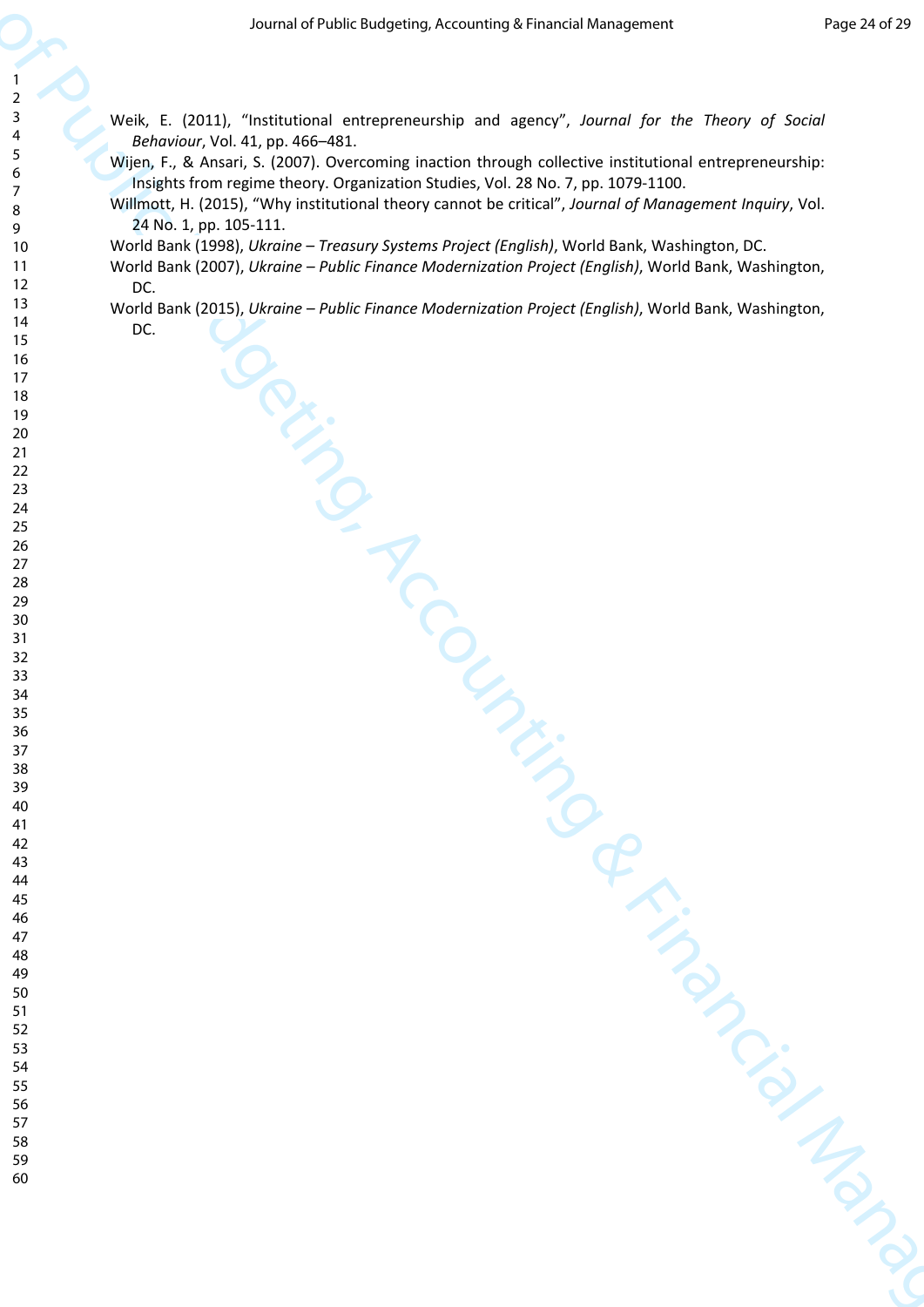Weik, E. (2011), "Institutional entrepreneurship and agency", *Journal for the Theory of Social Behaviour*, Vol. 41, pp. 466–481.

Wijen, F., & Ansari, S. (2007). Overcoming inaction through collective institutional entrepreneurship: Insights from regime theory. Organization Studies, Vol. 28 No. 7, pp. 1079-1100.

Willmott, H. (2015), "Why institutional theory cannot be critical", *Journal of Management Inquiry*, Vol. 24 No. 1, pp. 105-111.

World Bank (1998), *Ukraine – Treasury Systems Project (English)*, World Bank, Washington, DC.

World Bank (2007), *Ukraine – Public Finance Modernization Project (English)*, World Bank, Washington, DC.

World Bank (2015), *Ukraine – Public Finance Modernization Project (English)*, World Bank, Washington, DC.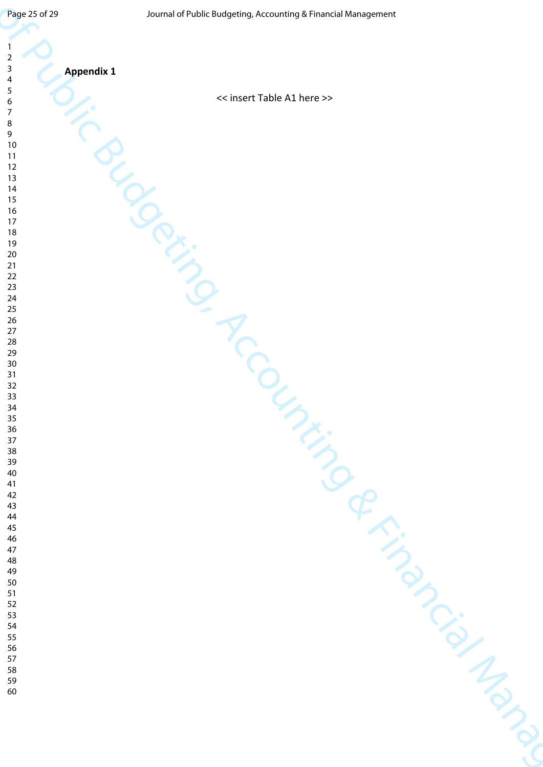## Appendix 1

<< insert Table A1 here >>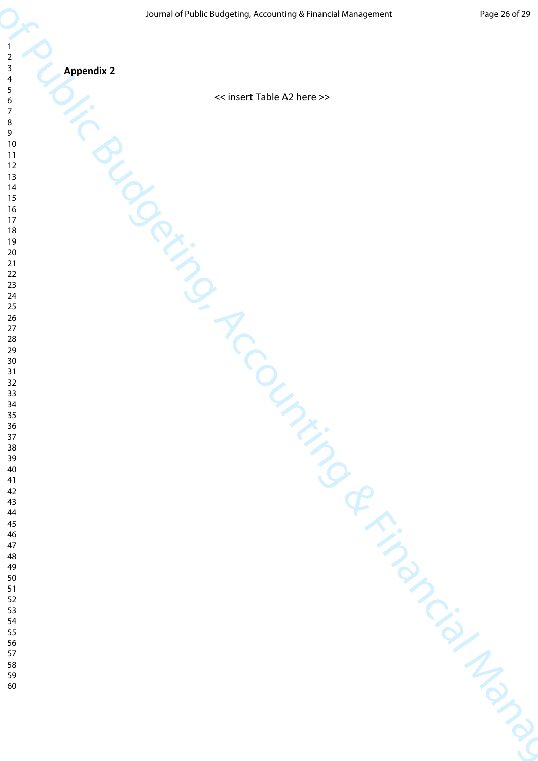**Appendix 2**

<< insert Table A2 here >>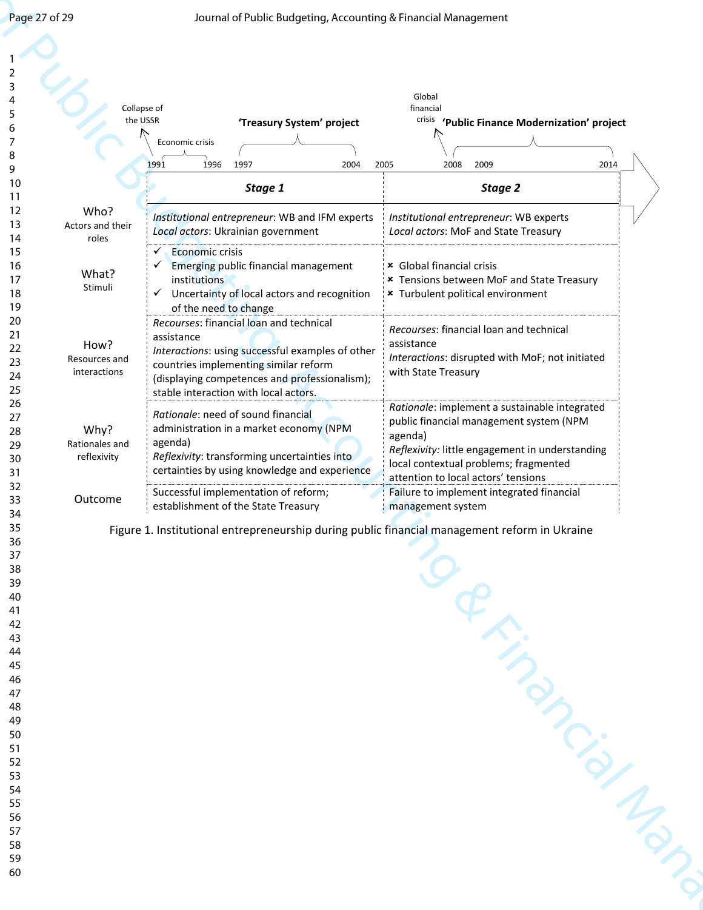| | Collapse of the USSR (1991); Economic crisis (1991–1996); 'Treasury System' project (1997–2004) | Global financial crisis (2008); 'Public Finance Modernization' project (2009–2014) |
|---|---|---|
| | **Stage 1** (1991–2005) | **Stage 2** (2005–2014) |
| **Who?** Actors and their roles | *Institutional entrepreneur*: WB and IFM experts<br>*Local actors*: Ukrainian government | *Institutional entrepreneur*: WB experts<br>*Local actors*: MoF and State Treasury |
| **What?** Stimuli | ✓ Economic crisis<br>✓ Emerging public financial management institutions<br>✓ Uncertainty of local actors and recognition of the need to change | × Global financial crisis<br>× Tensions between MoF and State Treasury<br>× Turbulent political environment |
| **How?** Resources and interactions | *Recourses*: financial loan and technical assistance<br>*Interactions*: using successful examples of other countries implementing similar reform (displaying competences and professionalism); stable interaction with local actors. | *Recourses*: financial loan and technical assistance<br>*Interactions*: disrupted with MoF; not initiated with State Treasury |
| **Why?** Rationales and reflexivity | *Rationale*: need of sound financial administration in a market economy (NPM agenda)<br>*Reflexivity*: transforming uncertainties into certainties by using knowledge and experience | *Rationale*: implement a sustainable integrated public financial management system (NPM agenda)<br>*Reflexivity:* little engagement in understanding local contextual problems; fragmented attention to local actors' tensions |
| **Outcome** | Successful implementation of reform; establishment of the State Treasury | Failure to implement integrated financial management system |

Figure 1. Institutional entrepreneurship during public financial management reform in Ukraine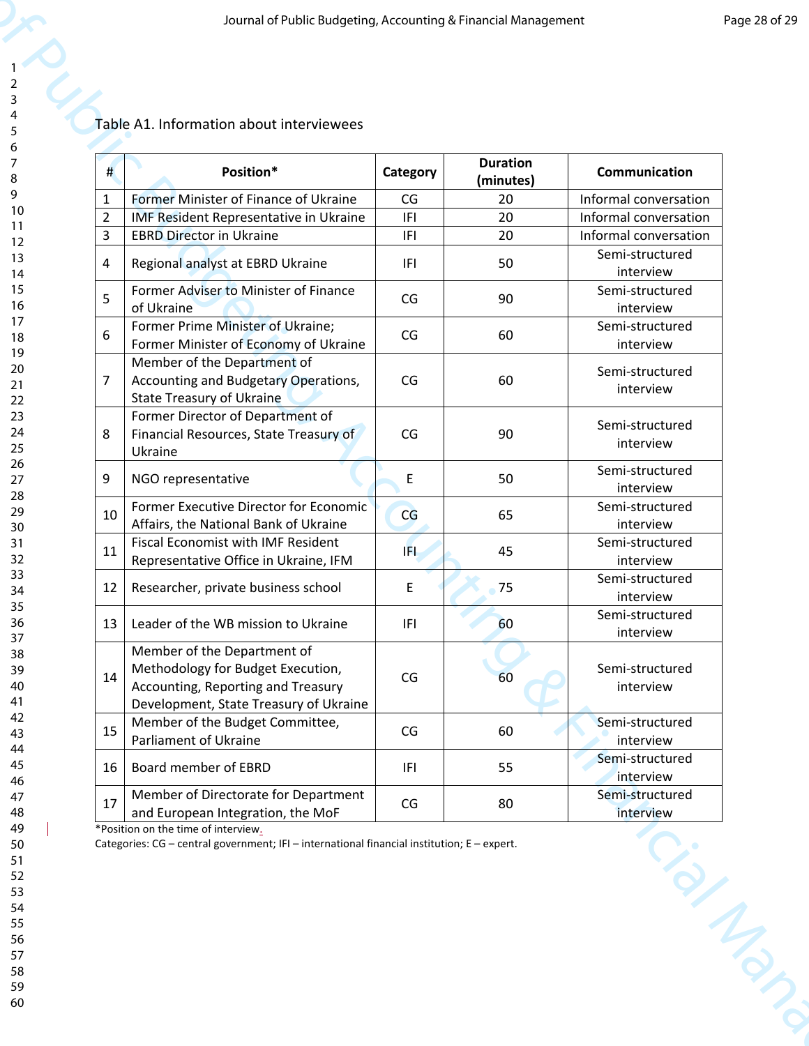Table A1. Information about interviewees

| # | Position* | Category | Duration (minutes) | Communication |
|---|---|---|---|---|
| 1 | Former Minister of Finance of Ukraine | CG | 20 | Informal conversation |
| 2 | IMF Resident Representative in Ukraine | IFI | 20 | Informal conversation |
| 3 | EBRD Director in Ukraine | IFI | 20 | Informal conversation |
| 4 | Regional analyst at EBRD Ukraine | IFI | 50 | Semi-structured interview |
| 5 | Former Adviser to Minister of Finance of Ukraine | CG | 90 | Semi-structured interview |
| 6 | Former Prime Minister of Ukraine; Former Minister of Economy of Ukraine | CG | 60 | Semi-structured interview |
| 7 | Member of the Department of Accounting and Budgetary Operations, State Treasury of Ukraine | CG | 60 | Semi-structured interview |
| 8 | Former Director of Department of Financial Resources, State Treasury of Ukraine | CG | 90 | Semi-structured interview |
| 9 | NGO representative | E | 50 | Semi-structured interview |
| 10 | Former Executive Director for Economic Affairs, the National Bank of Ukraine | CG | 65 | Semi-structured interview |
| 11 | Fiscal Economist with IMF Resident Representative Office in Ukraine, IFM | IFI | 45 | Semi-structured interview |
| 12 | Researcher, private business school | E | 75 | Semi-structured interview |
| 13 | Leader of the WB mission to Ukraine | IFI | 60 | Semi-structured interview |
| 14 | Member of the Department of Methodology for Budget Execution, Accounting, Reporting and Treasury Development, State Treasury of Ukraine | CG | 60 | Semi-structured interview |
| 15 | Member of the Budget Committee, Parliament of Ukraine | CG | 60 | Semi-structured interview |
| 16 | Board member of EBRD | IFI | 55 | Semi-structured interview |
| 17 | Member of Directorate for Department and European Integration, the MoF | CG | 80 | Semi-structured interview |

*Position on the time of interview.

Categories: CG – central government; IFI – international financial institution; E – expert.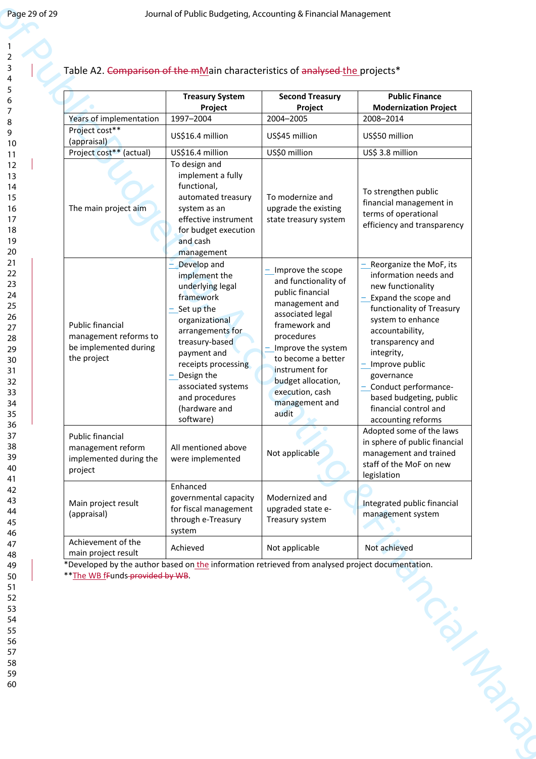Table A2. Main characteristics of the projects*

| | Treasury System Project | Second Treasury Project | Public Finance Modernization Project |
|---|---|---|---|
| Years of implementation | 1997–2004 | 2004–2005 | 2008–2014 |
| Project cost** (appraisal) | US$16.4 million | US$45 million | US$50 million |
| Project cost** (actual) | US$16.4 million | US$0 million | US$ 3.8 million |
| The main project aim | To design and implement a fully functional, automated treasury system as an effective instrument for budget execution and cash management | To modernize and upgrade the existing state treasury system | To strengthen public financial management in terms of operational efficiency and transparency |
| Public financial management reforms to be implemented during the project | – Develop and implement the underlying legal framework<br>– Set up the organizational arrangements for treasury-based payment and receipts processing<br>– Design the associated systems and procedures (hardware and software) | – Improve the scope and functionality of public financial management and associated legal framework and procedures<br>– Improve the system to become a better instrument for budget allocation, execution, cash management and audit | – Reorganize the MoF, its information needs and new functionality<br>– Expand the scope and functionality of Treasury system to enhance accountability, transparency and integrity,<br>– Improve public governance<br>– Conduct performance-based budgeting, public financial control and accounting reforms |
| Public financial management reform implemented during the project | All mentioned above were implemented | Not applicable | Adopted some of the laws in sphere of public financial management and trained staff of the MoF on new legislation |
| Main project result (appraisal) | Enhanced governmental capacity for fiscal management through e-Treasury system | Modernized and upgraded state e-Treasury system | Integrated public financial management system |
| Achievement of the main project result | Achieved | Not applicable | Not achieved |

*Developed by the author based on the information retrieved from analysed project documentation.

**The WB funds.